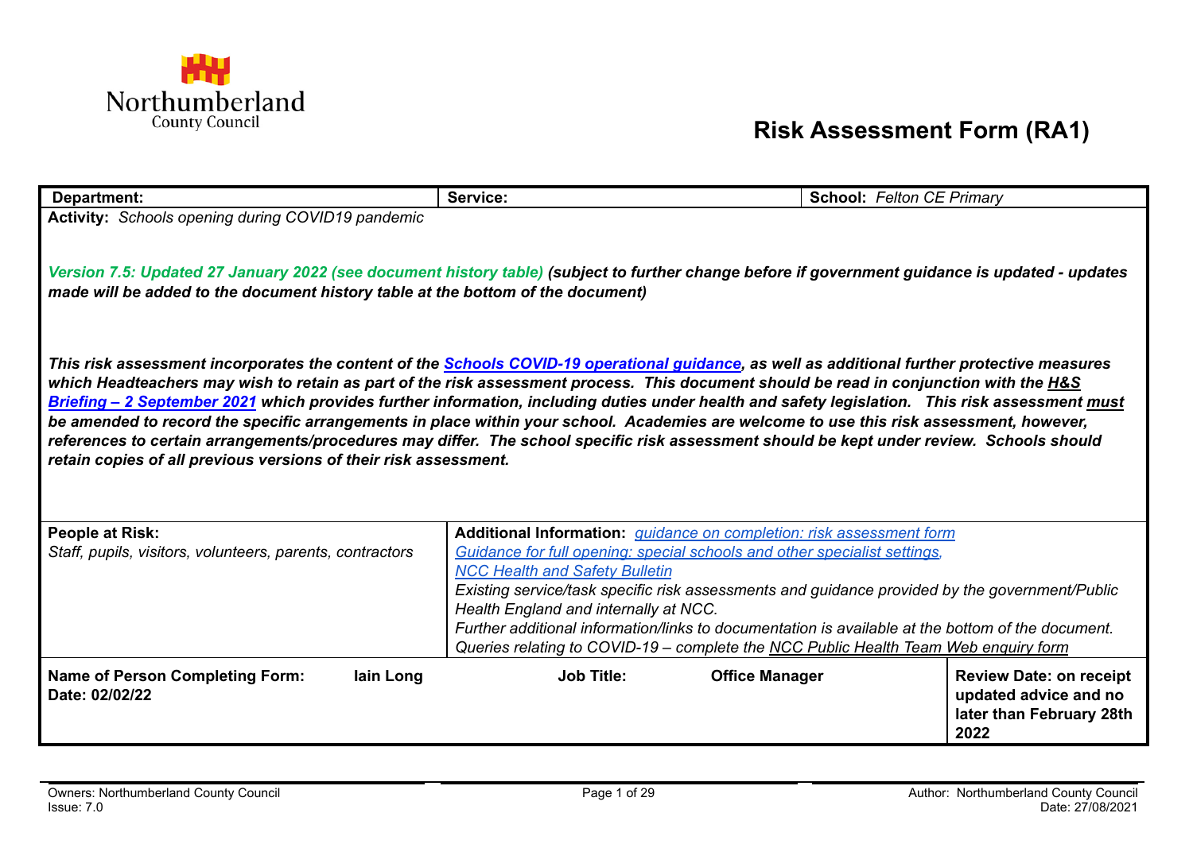Northumberland County Council

# Risk Assessment Form (RA1)

| **Department:** | **Service:** | **School:** *Felton CE Primary* | |
|---|---|---|---|
| **Activity:** *Schools opening during COVID19 pandemic*<br><br>***Version 7.5: Updated 27 January 2022 (see document history table)*** ***(subject to further change before if government guidance is updated - updates made will be added to the document history table at the bottom of the document)***<br><br>***This risk assessment incorporates the content of the [Schools COVID-19 operational guidance](), as well as additional further protective measures which Headteachers may wish to retain as part of the risk assessment process. This document should be read in conjunction with the [H&S Briefing – 2 September 2021]() which provides further information, including duties under health and safety legislation. This risk assessment must be amended to record the specific arrangements in place within your school. Academies are welcome to use this risk assessment, however, references to certain arrangements/procedures may differ. The school specific risk assessment should be kept under review. Schools should retain copies of all previous versions of their risk assessment.*** | | | |
| **People at Risk:**<br>*Staff, pupils, visitors, volunteers, parents, contractors* | **Additional Information:** *[guidance on completion: risk assessment form]()*<br>*[Guidance for full opening: special schools and other specialist settings]()*,<br>*[NCC Health and Safety Bulletin]()*<br>*Existing service/task specific risk assessments and guidance provided by the government/Public Health England and internally at NCC.*<br>*Further additional information/links to documentation is available at the bottom of the document.*<br>*Queries relating to COVID-19 – complete the NCC Public Health Team Web enquiry form* | | |
| **Name of Person Completing Form:** **Iain Long**<br>**Date: 02/02/22** | **Job Title:** **Office Manager** | | **Review Date: on receipt updated advice and no later than February 28th 2022** |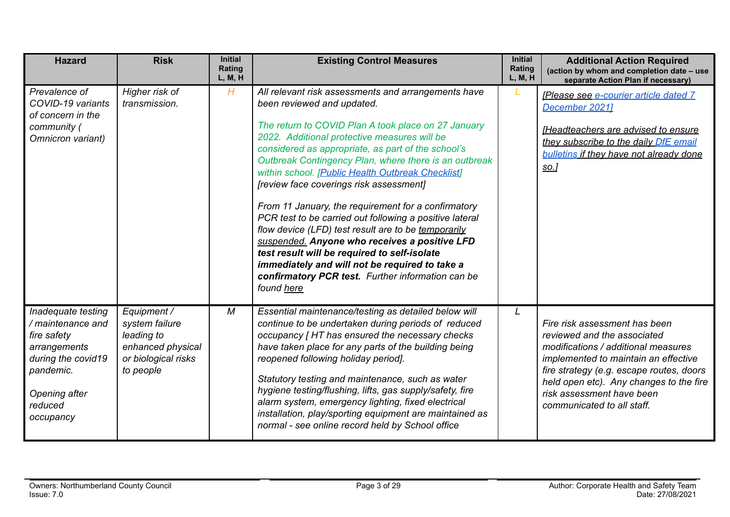| Hazard | Risk | Initial Rating L, M, H | Existing Control Measures | Initial Rating L, M, H | Additional Action Required (action by whom and completion date – use separate Action Plan if necessary) |
|---|---|---|---|---|---|
| *Prevalence of COVID-19 variants of concern in the community ( Omnicron variant)* | *Higher risk of transmission.* | *H* | *All relevant risk assessments and arrangements have been reviewed and updated.*<br><br>*The return to COVID Plan A took place on 27 January 2022. Additional protective measures will be considered as appropriate, as part of the school's Outbreak Contingency Plan, where there is an outbreak within school. [Public Health Outbreak Checklist]*<br>*[review face coverings risk assessment]*<br><br>*From 11 January, the requirement for a confirmatory PCR test to be carried out following a positive lateral flow device (LFD) test result are to be temporarily suspended.* ***Anyone who receives a positive LFD test result will be required to self-isolate immediately and will not be required to take a confirmatory PCR test.*** *Further information can be found here* | *L* | *[Please see e-courier article dated 7 December 2021]*<br><br>*[Headteachers are advised to ensure they subscribe to the daily DfE email bulletins if they have not already done so.]* |
| *Inadequate testing / maintenance and fire safety arrangements during the covid19 pandemic.*<br><br>*Opening after reduced occupancy* | *Equipment / system failure leading to enhanced physical or biological risks to people* | *M* | *Essential maintenance/testing as detailed below will continue to be undertaken during periods of reduced occupancy [ HT has ensured the necessary checks have taken place for any parts of the building being reopened following holiday period].*<br><br>*Statutory testing and maintenance, such as water hygiene testing/flushing, lifts, gas supply/safety, fire alarm system, emergency lighting, fixed electrical installation, play/sporting equipment are maintained as normal - see online record held by School office* | *L* | *Fire risk assessment has been reviewed and the associated modifications / additional measures implemented to maintain an effective fire strategy (e.g. escape routes, doors held open etc). Any changes to the fire risk assessment have been communicated to all staff.* |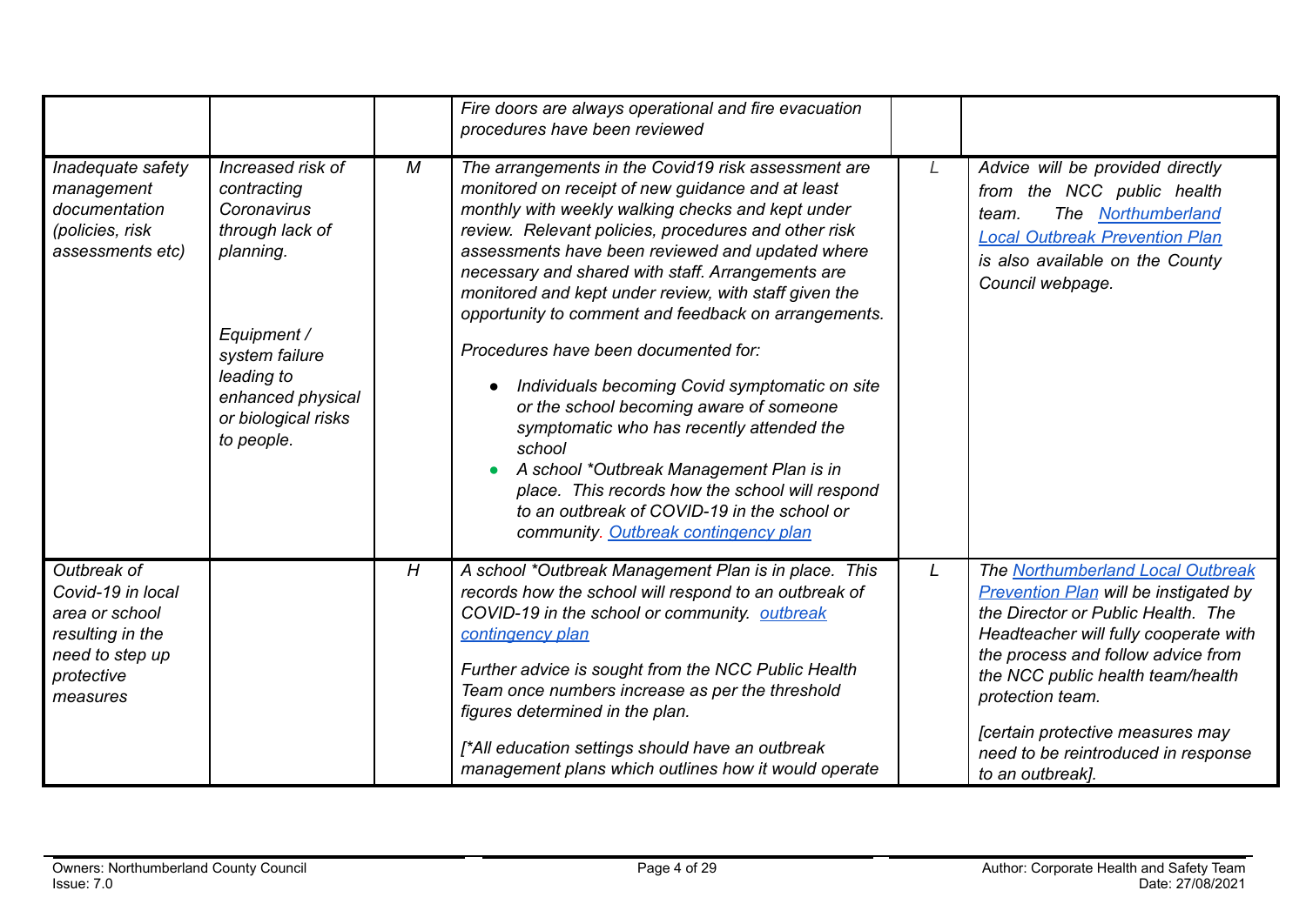| | | | | | |
|---|---|---|---|---|---|
| | | | *Fire doors are always operational and fire evacuation procedures have been reviewed* | | |
| *Inadequate safety management documentation (policies, risk assessments etc)* | *Increased risk of contracting Coronavirus through lack of planning.*<br><br>*Equipment / system failure leading to enhanced physical or biological risks to people.* | *M* | *The arrangements in the Covid19 risk assessment are monitored on receipt of new guidance and at least monthly with weekly walking checks and kept under review. Relevant policies, procedures and other risk assessments have been reviewed and updated where necessary and shared with staff. Arrangements are monitored and kept under review, with staff given the opportunity to comment and feedback on arrangements.*<br><br>*Procedures have been documented for:*<br><br>• *Individuals becoming Covid symptomatic on site or the school becoming aware of someone symptomatic who has recently attended the school*<br>• *A school *Outbreak Management Plan is in place. This records how the school will respond to an outbreak of COVID-19 in the school or community. Outbreak contingency plan* | *L* | *Advice will be provided directly from the NCC public health team. The Northumberland Local Outbreak Prevention Plan is also available on the County Council webpage.* |
| *Outbreak of Covid-19 in local area or school resulting in the need to step up protective measures* | | *H* | *A school *Outbreak Management Plan is in place. This records how the school will respond to an outbreak of COVID-19 in the school or community. outbreak contingency plan*<br><br>*Further advice is sought from the NCC Public Health Team once numbers increase as per the threshold figures determined in the plan.*<br><br>*[*All education settings should have an outbreak management plans which outlines how it would operate* | *L* | *The Northumberland Local Outbreak Prevention Plan will be instigated by the Director or Public Health. The Headteacher will fully cooperate with the process and follow advice from the NCC public health team/health protection team.*<br><br>*[certain protective measures may need to be reintroduced in response to an outbreak].* |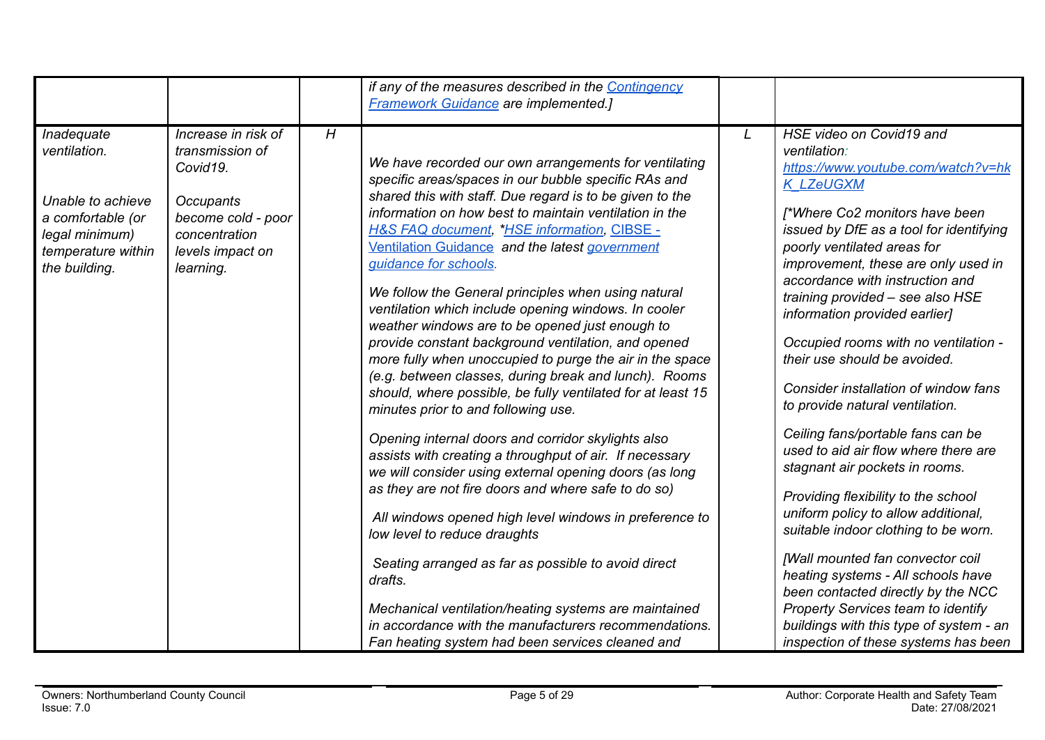| | | | | | |
|---|---|---|---|---|---|
| | | | *if any of the measures described in the Contingency Framework Guidance are implemented.]* | | |
| *Inadequate ventilation.*<br><br>*Unable to achieve a comfortable (or legal minimum) temperature within the building.* | *Increase in risk of transmission of Covid19.*<br><br>*Occupants become cold - poor concentration levels impact on learning.* | *H* | *We have recorded our own arrangements for ventilating specific areas/spaces in our bubble specific RAs and shared this with staff. Due regard is to be given to the information on how best to maintain ventilation in the H&S FAQ document, *HSE information, CIBSE - Ventilation Guidance and the latest government guidance for schools.*<br><br>*We follow the General principles when using natural ventilation which include opening windows. In cooler weather windows are to be opened just enough to provide constant background ventilation, and opened more fully when unoccupied to purge the air in the space (e.g. between classes, during break and lunch). Rooms should, where possible, be fully ventilated for at least 15 minutes prior to and following use.*<br><br>*Opening internal doors and corridor skylights also assists with creating a throughput of air. If necessary we will consider using external opening doors (as long as they are not fire doors and where safe to do so)*<br><br>*All windows opened high level windows in preference to low level to reduce draughts*<br><br>*Seating arranged as far as possible to avoid direct drafts.*<br><br>*Mechanical ventilation/heating systems are maintained in accordance with the manufacturers recommendations. Fan heating system had been services cleaned and* | *L* | *HSE video on Covid19 and ventilation: https://www.youtube.com/watch?v=hkK_LZeUGXM*<br><br>*[*Where Co2 monitors have been issued by DfE as a tool for identifying poorly ventilated areas for improvement, these are only used in accordance with instruction and training provided – see also HSE information provided earlier]*<br><br>*Occupied rooms with no ventilation - their use should be avoided.*<br><br>*Consider installation of window fans to provide natural ventilation.*<br><br>*Ceiling fans/portable fans can be used to aid air flow where there are stagnant air pockets in rooms.*<br><br>*Providing flexibility to the school uniform policy to allow additional, suitable indoor clothing to be worn.*<br><br>*[Wall mounted fan convector coil heating systems - All schools have been contacted directly by the NCC Property Services team to identify buildings with this type of system - an inspection of these systems has been* |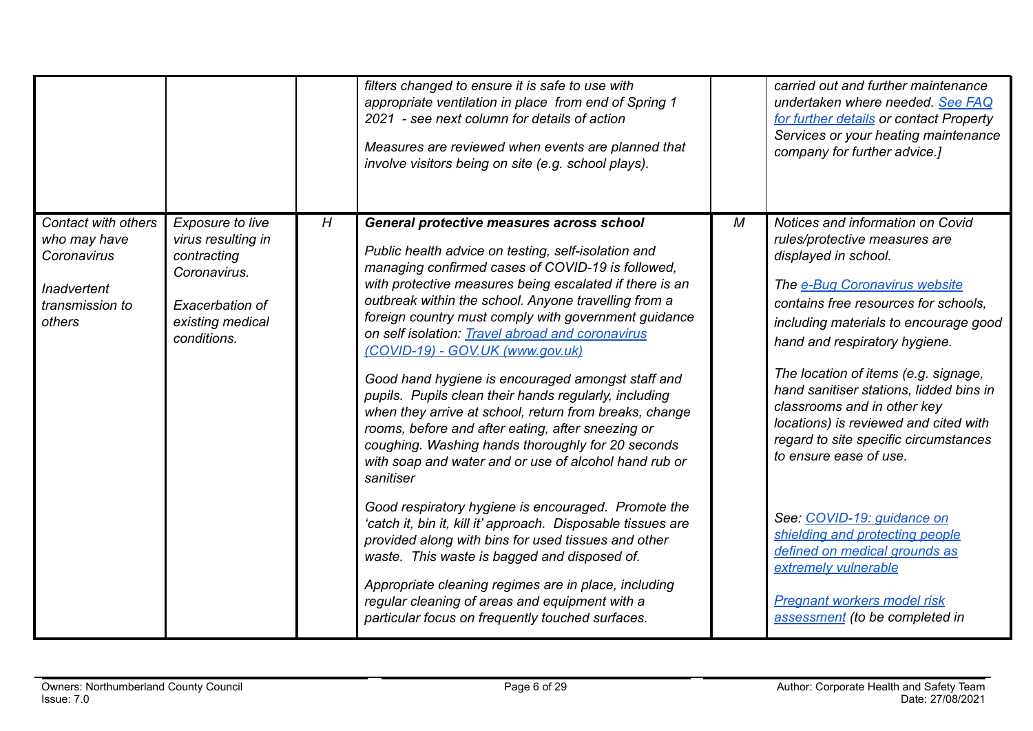| | | | | | |
|---|---|---|---|---|---|
| | | | *filters changed to ensure it is safe to use with appropriate ventilation in place from end of Spring 1 2021 - see next column for details of action*<br><br>*Measures are reviewed when events are planned that involve visitors being on site (e.g. school plays).* | | *carried out and further maintenance undertaken where needed. [See FAQ for further details](#) or contact Property Services or your heating maintenance company for further advice.]* |
| *Contact with others who may have Coronavirus*<br><br>*Inadvertent transmission to others* | *Exposure to live virus resulting in contracting Coronavirus.*<br><br>*Exacerbation of existing medical conditions.* | *H* | ***General protective measures across school***<br><br>*Public health advice on testing, self-isolation and managing confirmed cases of COVID-19 is followed, with protective measures being escalated if there is an outbreak within the school. Anyone travelling from a foreign country must comply with government guidance on self isolation: [Travel abroad and coronavirus (COVID-19) - GOV.UK (www.gov.uk)](#)*<br><br>*Good hand hygiene is encouraged amongst staff and pupils. Pupils clean their hands regularly, including when they arrive at school, return from breaks, change rooms, before and after eating, after sneezing or coughing. Washing hands thoroughly for 20 seconds with soap and water and or use of alcohol hand rub or sanitiser*<br><br>*Good respiratory hygiene is encouraged. Promote the 'catch it, bin it, kill it' approach. Disposable tissues are provided along with bins for used tissues and other waste. This waste is bagged and disposed of.*<br><br>*Appropriate cleaning regimes are in place, including regular cleaning of areas and equipment with a particular focus on frequently touched surfaces.* | *M* | *Notices and information on Covid rules/protective measures are displayed in school.*<br><br>*The [e-Bug Coronavirus website](#) contains free resources for schools, including materials to encourage good hand and respiratory hygiene.*<br><br>*The location of items (e.g. signage, hand sanitiser stations, lidded bins in classrooms and in other key locations) is reviewed and cited with regard to site specific circumstances to ensure ease of use.*<br><br>*See: [COVID-19: guidance on shielding and protecting people defined on medical grounds as extremely vulnerable](#)*<br><br>*[Pregnant workers model risk assessment](#) (to be completed in* |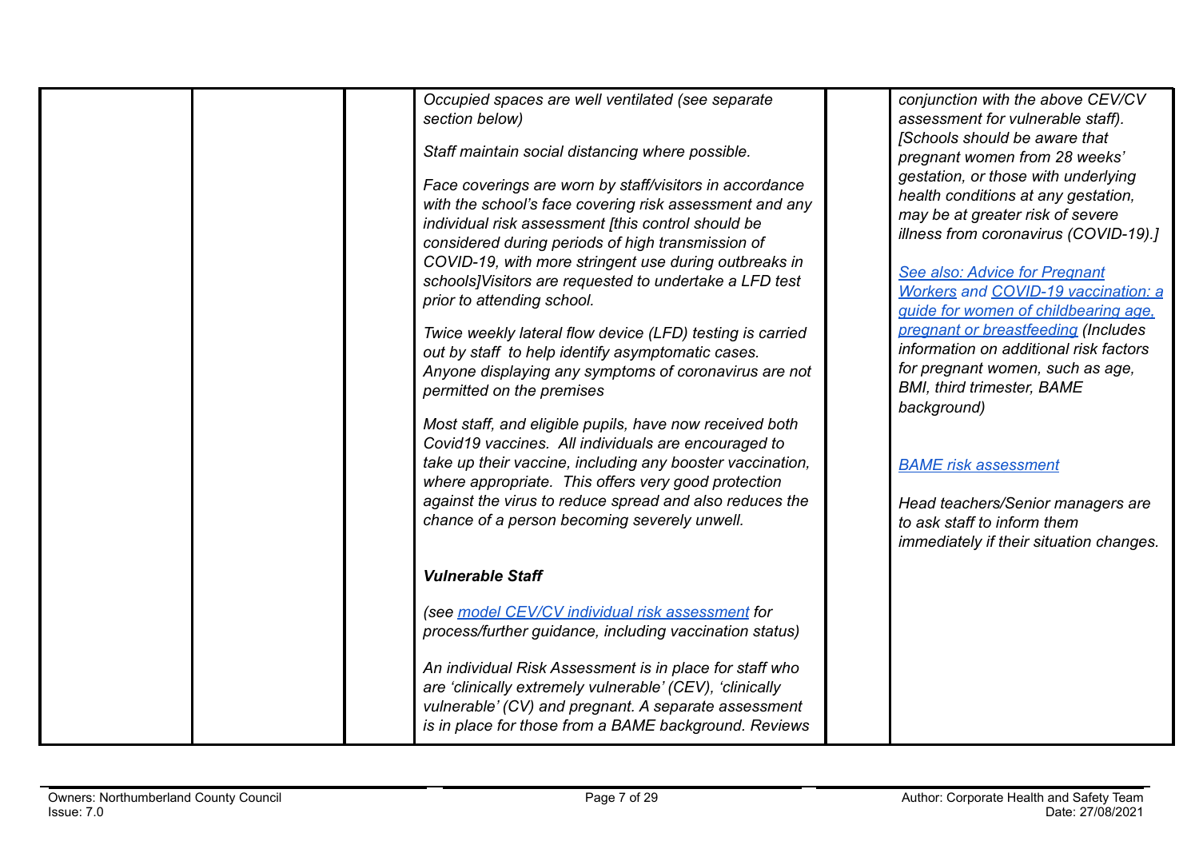|  |  |  | *Occupied spaces are well ventilated (see separate section below)*<br><br>*Staff maintain social distancing where possible.*<br><br>*Face coverings are worn by staff/visitors in accordance with the school's face covering risk assessment and any individual risk assessment [this control should be considered during periods of high transmission of COVID-19, with more stringent use during outbreaks in schools]Visitors are requested to undertake a LFD test prior to attending school.*<br><br>*Twice weekly lateral flow device (LFD) testing is carried out by staff to help identify asymptomatic cases. Anyone displaying any symptoms of coronavirus are not permitted on the premises*<br><br>*Most staff, and eligible pupils, have now received both Covid19 vaccines. All individuals are encouraged to take up their vaccine, including any booster vaccination, where appropriate. This offers very good protection against the virus to reduce spread and also reduces the chance of a person becoming severely unwell.*<br><br>***Vulnerable Staff***<br><br>*(see model CEV/CV individual risk assessment for process/further guidance, including vaccination status)*<br><br>*An individual Risk Assessment is in place for staff who are 'clinically extremely vulnerable' (CEV), 'clinically vulnerable' (CV) and pregnant. A separate assessment is in place for those from a BAME background. Reviews* |  | *conjunction with the above CEV/CV assessment for vulnerable staff). [Schools should be aware that pregnant women from 28 weeks' gestation, or those with underlying health conditions at any gestation, may be at greater risk of severe illness from coronavirus (COVID-19).]*<br><br>*See also: Advice for Pregnant Workers and COVID-19 vaccination: a guide for women of childbearing age, pregnant or breastfeeding (Includes information on additional risk factors for pregnant women, such as age, BMI, third trimester, BAME background)*<br><br>*BAME risk assessment*<br><br>*Head teachers/Senior managers are to ask staff to inform them immediately if their situation changes.* |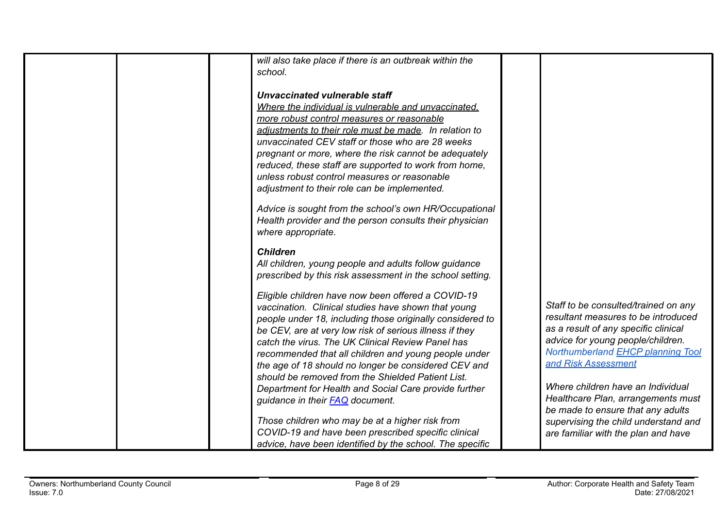|  |  |  | *will also take place if there is an outbreak within the school.*<br><br>***Unvaccinated vulnerable staff***<br>*Where the individual is vulnerable and unvaccinated, more robust control measures or reasonable adjustments to their role must be made. In relation to unvaccinated CEV staff or those who are 28 weeks pregnant or more, where the risk cannot be adequately reduced, these staff are supported to work from home, unless robust control measures or reasonable adjustment to their role can be implemented.*<br><br>*Advice is sought from the school's own HR/Occupational Health provider and the person consults their physician where appropriate.*<br><br>***Children***<br>*All children, young people and adults follow guidance prescribed by this risk assessment in the school setting.*<br><br>*Eligible children have now been offered a COVID-19 vaccination. Clinical studies have shown that young people under 18, including those originally considered to be CEV, are at very low risk of serious illness if they catch the virus. The UK Clinical Review Panel has recommended that all children and young people under the age of 18 should no longer be considered CEV and should be removed from the Shielded Patient List. Department for Health and Social Care provide further guidance in their [FAQ]() document.*<br><br>*Those children who may be at a higher risk from COVID-19 and have been prescribed specific clinical advice, have been identified by the school. The specific* |  | *Staff to be consulted/trained on any resultant measures to be introduced as a result of any specific clinical advice for young people/children.* *Northumberland [EHCP planning Tool and Risk Assessment]()*<br><br>*Where children have an Individual Healthcare Plan, arrangements must be made to ensure that any adults supervising the child understand and are familiar with the plan and have* |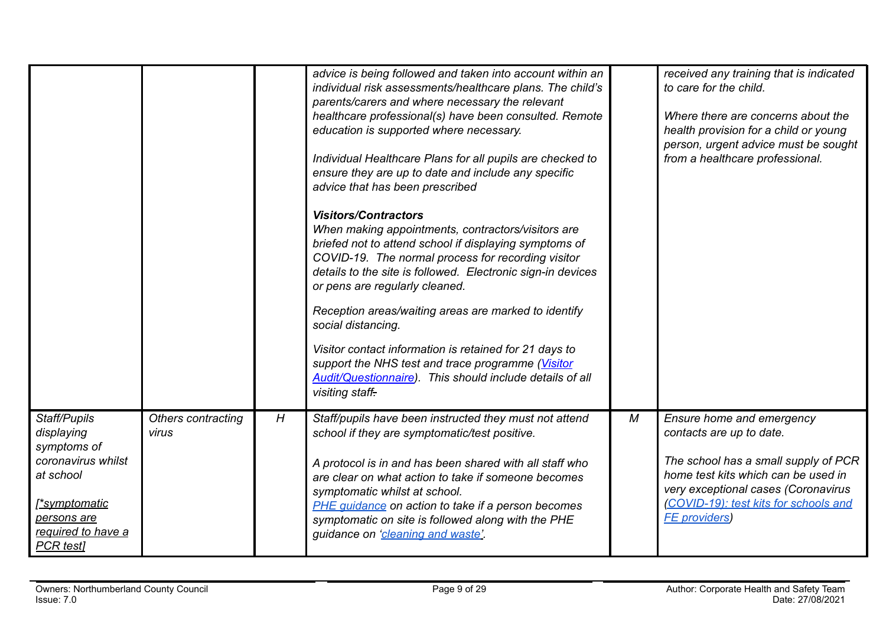| | | | | | |
|---|---|---|---|---|---|
| | | | *advice is being followed and taken into account within an individual risk assessments/healthcare plans. The child's parents/carers and where necessary the relevant healthcare professional(s) have been consulted. Remote education is supported where necessary.*<br><br>*Individual Healthcare Plans for all pupils are checked to ensure they are up to date and include any specific advice that has been prescribed*<br><br>***Visitors/Contractors***<br>*When making appointments, contractors/visitors are briefed not to attend school if displaying symptoms of COVID-19. The normal process for recording visitor details to the site is followed. Electronic sign-in devices or pens are regularly cleaned.*<br><br>*Reception areas/waiting areas are marked to identify social distancing.*<br><br>*Visitor contact information is retained for 21 days to support the NHS test and trace programme ([Visitor Audit/Questionnaire]). This should include details of all visiting staff.* | | *received any training that is indicated to care for the child.*<br><br>*Where there are concerns about the health provision for a child or young person, urgent advice must be sought from a healthcare professional.* |
| *Staff/Pupils displaying symptoms of coronavirus whilst at school*<br><br>*[\*symptomatic persons are required to have a PCR test]* | *Others contracting virus* | *H* | *Staff/pupils have been instructed they must not attend school if they are symptomatic/test positive.*<br><br>*A protocol is in and has been shared with all staff who are clear on what action to take if someone becomes symptomatic whilst at school.*<br>*PHE guidance on action to take if a person becomes symptomatic on site is followed along with the PHE guidance on 'cleaning and waste'.* | *M* | *Ensure home and emergency contacts are up to date.*<br><br>*The school has a small supply of PCR home test kits which can be used in very exceptional cases (Coronavirus (COVID-19): test kits for schools and FE providers)* |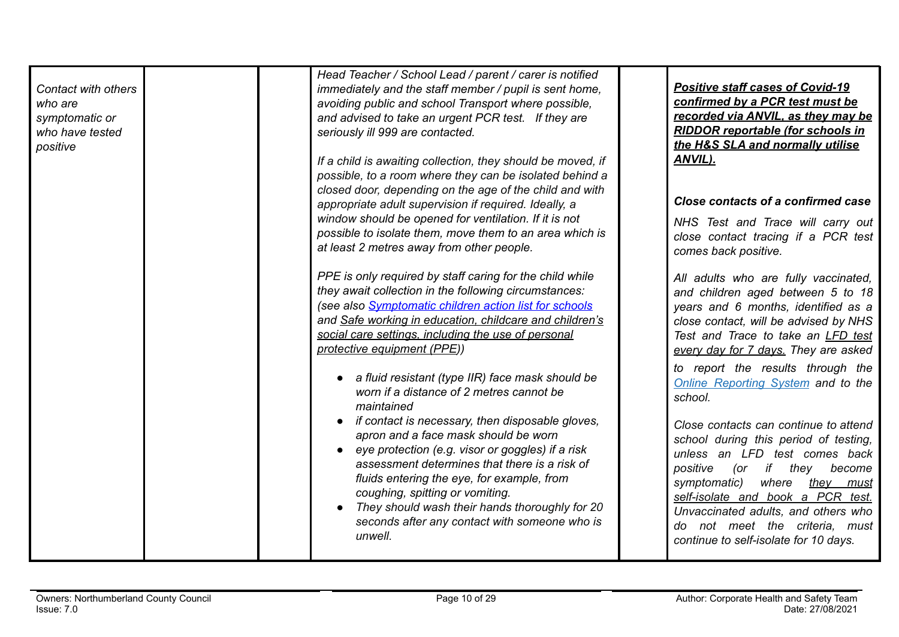| | | | | | |
|---|---|---|---|---|---|
| *Contact with others who are symptomatic or who have tested positive* | | | *Head Teacher / School Lead / parent / carer is notified immediately and the staff member / pupil is sent home, avoiding public and school Transport where possible, and advised to take an urgent PCR test. If they are seriously ill 999 are contacted.*<br><br>*If a child is awaiting collection, they should be moved, if possible, to a room where they can be isolated behind a closed door, depending on the age of the child and with appropriate adult supervision if required. Ideally, a window should be opened for ventilation. If it is not possible to isolate them, move them to an area which is at least 2 metres away from other people.*<br><br>*PPE is only required by staff caring for the child while they await collection in the following circumstances: (see also [Symptomatic children action list for schools]() and Safe working in education, childcare and children's social care settings, including the use of personal protective equipment (PPE))*<br><br>• *a fluid resistant (type IIR) face mask should be worn if a distance of 2 metres cannot be maintained*<br>• *if contact is necessary, then disposable gloves, apron and a face mask should be worn*<br>• *eye protection (e.g. visor or goggles) if a risk assessment determines that there is a risk of fluids entering the eye, for example, from coughing, spitting or vomiting.*<br>• *They should wash their hands thoroughly for 20 seconds after any contact with someone who is unwell.* | | ***Positive staff cases of Covid-19 confirmed by a PCR test must be recorded via ANVIL, as they may be RIDDOR reportable (for schools in the H&S SLA and normally utilise ANVIL).***<br><br>***Close contacts of a confirmed case***<br><br>*NHS Test and Trace will carry out close contact tracing if a PCR test comes back positive.*<br><br>*All adults who are fully vaccinated, and children aged between 5 to 18 years and 6 months, identified as a close contact, will be advised by NHS Test and Trace to take an LFD test every day for 7 days. They are asked to report the results through the [Online Reporting System]() and to the school.*<br><br>*Close contacts can continue to attend school during this period of testing, unless an LFD test comes back positive (or if they become symptomatic) where they must self-isolate and book a PCR test. Unvaccinated adults, and others who do not meet the criteria, must continue to self-isolate for 10 days.* |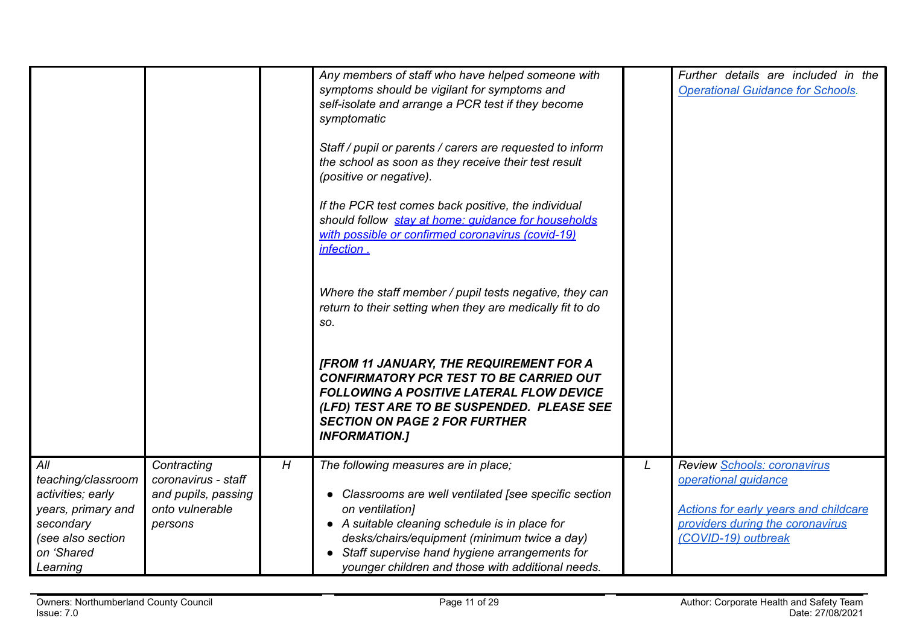| | | | | | |
|---|---|---|---|---|---|
| | | | *Any members of staff who have helped someone with symptoms should be vigilant for symptoms and self-isolate and arrange a PCR test if they become symptomatic*<br><br>*Staff / pupil or parents / carers are requested to inform the school as soon as they receive their test result (positive or negative).*<br><br>*If the PCR test comes back positive, the individual should follow [stay at home: guidance for households with possible or confirmed coronavirus (covid-19) infection .](#)*<br><br>*Where the staff member / pupil tests negative, they can return to their setting when they are medically fit to do so.*<br><br>***[FROM 11 JANUARY, THE REQUIREMENT FOR A CONFIRMATORY PCR TEST TO BE CARRIED OUT FOLLOWING A POSITIVE LATERAL FLOW DEVICE (LFD) TEST ARE TO BE SUSPENDED. PLEASE SEE SECTION ON PAGE 2 FOR FURTHER INFORMATION.]*** | | *Further details are included in the [Operational Guidance for Schools](#).* |
| *All teaching/classroom activities; early years, primary and secondary (see also section on 'Shared Learning* | *Contracting coronavirus - staff and pupils, passing onto vulnerable persons* | *H* | *The following measures are in place;*<br><br>• *Classrooms are well ventilated [see specific section on ventilation]*<br>• *A suitable cleaning schedule is in place for desks/chairs/equipment (minimum twice a day)*<br>• *Staff supervise hand hygiene arrangements for younger children and those with additional needs.* | *L* | *Review [Schools: coronavirus operational guidance](#)*<br><br>*[Actions for early years and childcare providers during the coronavirus (COVID-19) outbreak](#)* |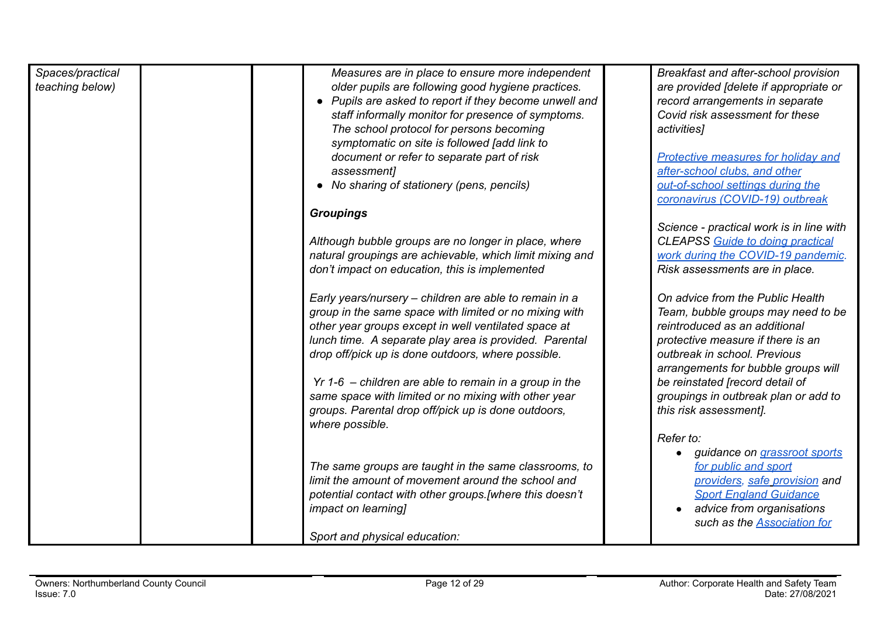| | | | | | |
|---|---|---|---|---|---|
| *Spaces/practical teaching below)* | | | *Measures are in place to ensure more independent older pupils are following good hygiene practices.*<br>• *Pupils are asked to report if they become unwell and staff informally monitor for presence of symptoms. The school protocol for persons becoming symptomatic on site is followed [add link to document or refer to separate part of risk assessment]*<br>• *No sharing of stationery (pens, pencils)*<br><br>***Groupings***<br><br>*Although bubble groups are no longer in place, where natural groupings are achievable, which limit mixing and don't impact on education, this is implemented*<br><br>*Early years/nursery – children are able to remain in a group in the same space with limited or no mixing with other year groups except in well ventilated space at lunch time. A separate play area is provided. Parental drop off/pick up is done outdoors, where possible.*<br><br>*Yr 1-6 – children are able to remain in a group in the same space with limited or no mixing with other year groups. Parental drop off/pick up is done outdoors, where possible.*<br><br>*The same groups are taught in the same classrooms, to limit the amount of movement around the school and potential contact with other groups.[where this doesn't impact on learning]*<br><br>*Sport and physical education:* | | *Breakfast and after-school provision are provided [delete if appropriate or record arrangements in separate Covid risk assessment for these activities]*<br><br>*Protective measures for holiday and after-school clubs, and other out-of-school settings during the coronavirus (COVID-19) outbreak*<br><br>*Science - practical work is in line with CLEAPSS Guide to doing practical work during the COVID-19 pandemic. Risk assessments are in place.*<br><br>*On advice from the Public Health Team, bubble groups may need to be reintroduced as an additional protective measure if there is an outbreak in school. Previous arrangements for bubble groups will be reinstated [record detail of groupings in outbreak plan or add to this risk assessment].*<br><br>*Refer to:*<br>• *guidance on grassroot sports for public and sport providers, safe provision and Sport England Guidance*<br>• *advice from organisations such as the Association for* |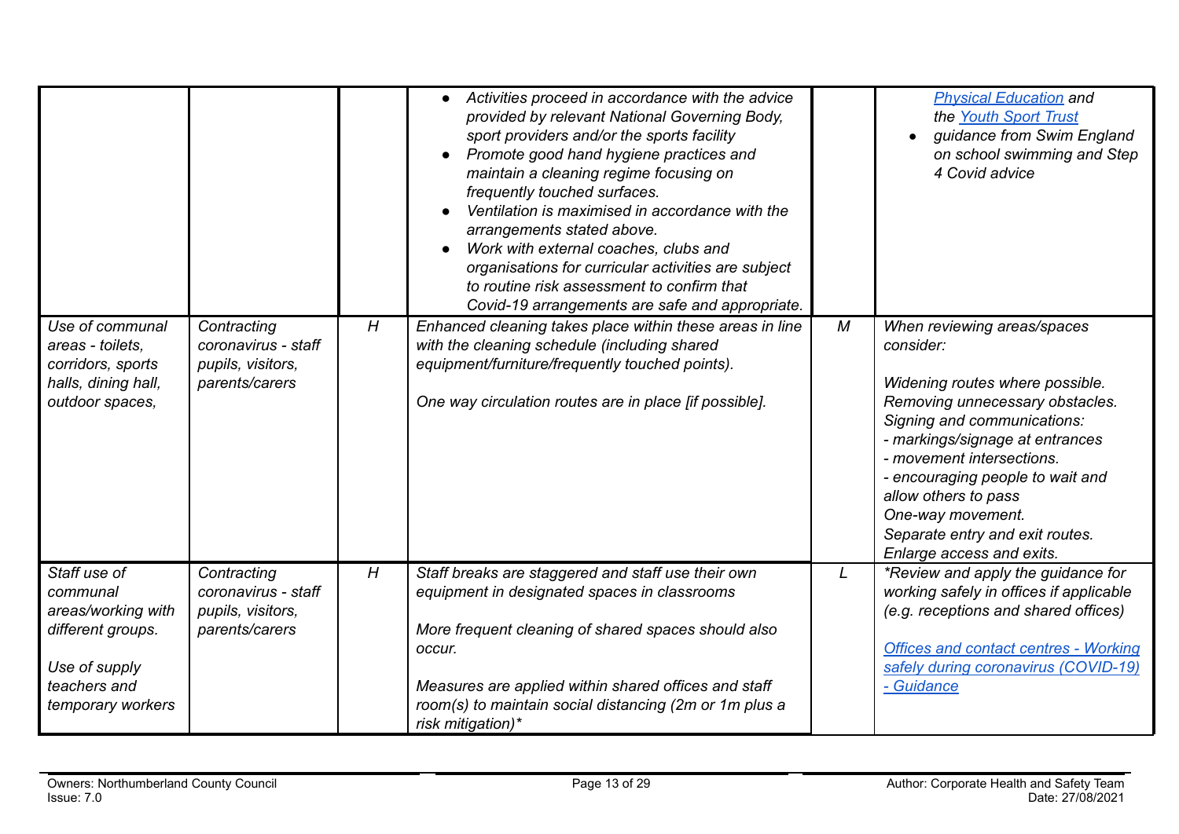| | | | | | |
|---|---|---|---|---|---|
| | | | • *Activities proceed in accordance with the advice provided by relevant National Governing Body, sport providers and/or the sports facility*<br>• *Promote good hand hygiene practices and maintain a cleaning regime focusing on frequently touched surfaces.*<br>• *Ventilation is maximised in accordance with the arrangements stated above.*<br>• *Work with external coaches, clubs and organisations for curricular activities are subject to routine risk assessment to confirm that Covid-19 arrangements are safe and appropriate.* | | *[Physical Education](#) and the [Youth Sport Trust](#)*<br>• *guidance from Swim England on school swimming and Step 4 Covid advice* |
| *Use of communal areas - toilets, corridors, sports halls, dining hall, outdoor spaces,* | *Contracting coronavirus - staff pupils, visitors, parents/carers* | *H* | *Enhanced cleaning takes place within these areas in line with the cleaning schedule (including shared equipment/furniture/frequently touched points).*<br><br>*One way circulation routes are in place [if possible].* | *M* | *When reviewing areas/spaces consider:*<br><br>*Widening routes where possible.*<br>*Removing unnecessary obstacles.*<br>*Signing and communications:*<br>*- markings/signage at entrances*<br>*- movement intersections.*<br>*- encouraging people to wait and allow others to pass*<br>*One-way movement.*<br>*Separate entry and exit routes.*<br>*Enlarge access and exits.* |
| *Staff use of communal areas/working with different groups.*<br><br>*Use of supply teachers and temporary workers* | *Contracting coronavirus - staff pupils, visitors, parents/carers* | *H* | *Staff breaks are staggered and staff use their own equipment in designated spaces in classrooms*<br><br>*More frequent cleaning of shared spaces should also occur.*<br><br>*Measures are applied within shared offices and staff room(s) to maintain social distancing (2m or 1m plus a risk mitigation)** | *L* | **Review and apply the guidance for working safely in offices if applicable (e.g. receptions and shared offices)*<br><br>*[Offices and contact centres - Working safely during coronavirus (COVID-19) - Guidance](#)* |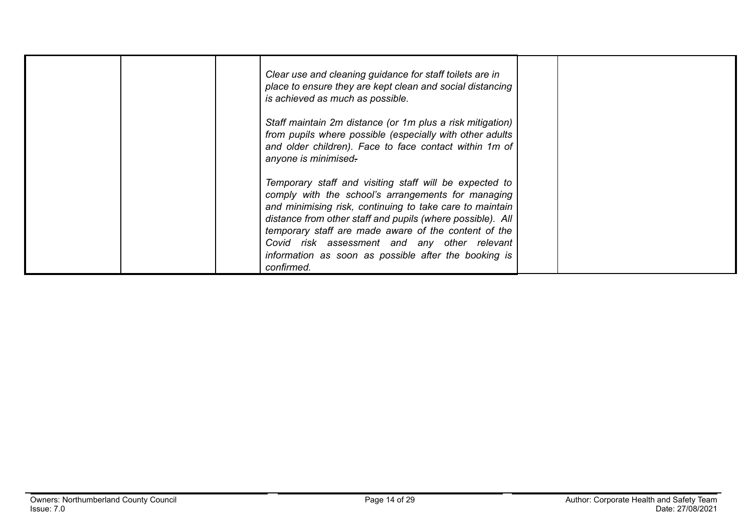|  |  |  | *Clear use and cleaning guidance for staff toilets are in place to ensure they are kept clean and social distancing is achieved as much as possible.*<br><br>*Staff maintain 2m distance (or 1m plus a risk mitigation) from pupils where possible (especially with other adults and older children). Face to face contact within 1m of anyone is minimised.*<br><br>*Temporary staff and visiting staff will be expected to comply with the school's arrangements for managing and minimising risk, continuing to take care to maintain distance from other staff and pupils (where possible). All temporary staff are made aware of the content of the Covid risk assessment and any other relevant information as soon as possible after the booking is confirmed.* |  |  |
|---|---|---|---|---|---|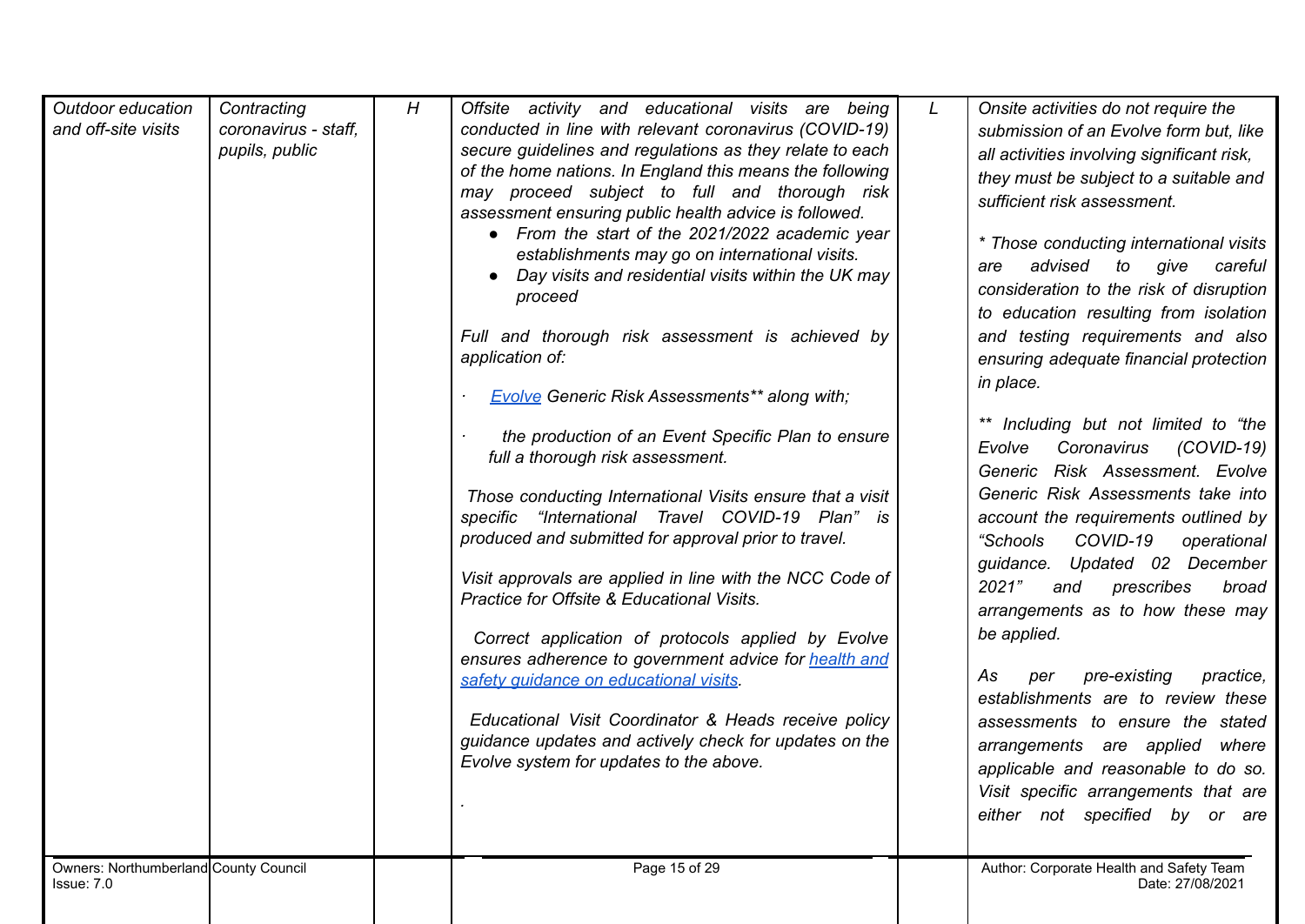| | | | | | |
|---|---|---|---|---|---|
| *Outdoor education and off-site visits* | *Contracting coronavirus - staff, pupils, public* | *H* | *Offsite activity and educational visits are being conducted in line with relevant coronavirus (COVID-19) secure guidelines and regulations as they relate to each of the home nations. In England this means the following may proceed subject to full and thorough risk assessment ensuring public health advice is followed.*<br>• *From the start of the 2021/2022 academic year establishments may go on international visits.*<br>• *Day visits and residential visits within the UK may proceed*<br><br>*Full and thorough risk assessment is achieved by application of:*<br><br>· *Evolve Generic Risk Assessments\*\* along with;*<br><br>· *the production of an Event Specific Plan to ensure full a thorough risk assessment.*<br><br>*Those conducting International Visits ensure that a visit specific "International Travel COVID-19 Plan" is produced and submitted for approval prior to travel.*<br><br>*Visit approvals are applied in line with the NCC Code of Practice for Offsite & Educational Visits.*<br><br>*Correct application of protocols applied by Evolve ensures adherence to government advice for health and safety guidance on educational visits.*<br><br>*Educational Visit Coordinator & Heads receive policy guidance updates and actively check for updates on the Evolve system for updates to the above.*<br><br>. | *L* | *Onsite activities do not require the submission of an Evolve form but, like all activities involving significant risk, they must be subject to a suitable and sufficient risk assessment.*<br><br>*\* Those conducting international visits are advised to give careful consideration to the risk of disruption to education resulting from isolation and testing requirements and also ensuring adequate financial protection in place.*<br><br>*\*\* Including but not limited to "the Evolve Coronavirus (COVID-19) Generic Risk Assessment. Evolve Generic Risk Assessments take into account the requirements outlined by "Schools COVID-19 operational guidance. Updated 02 December 2021" and prescribes broad arrangements as to how these may be applied.*<br><br>*As per pre-existing practice, establishments are to review these assessments to ensure the stated arrangements are applied where applicable and reasonable to do so. Visit specific arrangements that are either not specified by or are* |

Owners: Northumberland County Council
Issue: 7.0

Author: Corporate Health and Safety Team
Date: 27/08/2021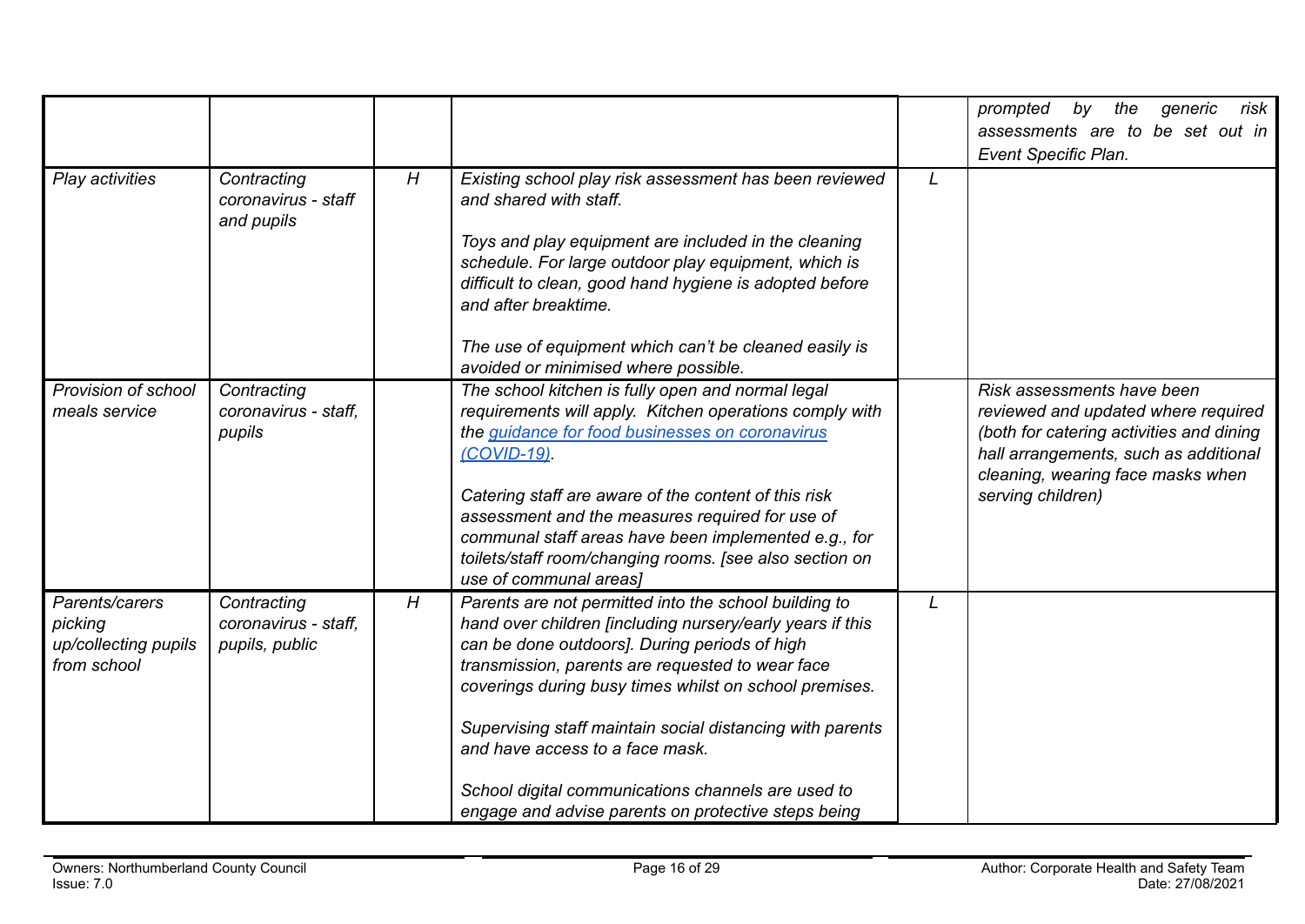| | | | | | |
|---|---|---|---|---|---|
| | | | | | *prompted by the generic risk assessments are to be set out in Event Specific Plan.* |
| *Play activities* | *Contracting coronavirus - staff and pupils* | *H* | *Existing school play risk assessment has been reviewed and shared with staff.*<br><br>*Toys and play equipment are included in the cleaning schedule. For large outdoor play equipment, which is difficult to clean, good hand hygiene is adopted before and after breaktime.*<br><br>*The use of equipment which can't be cleaned easily is avoided or minimised where possible.* | *L* | |
| *Provision of school meals service* | *Contracting coronavirus - staff, pupils* | | *The school kitchen is fully open and normal legal requirements will apply. Kitchen operations comply with the guidance for food businesses on coronavirus (COVID-19).*<br><br>*Catering staff are aware of the content of this risk assessment and the measures required for use of communal staff areas have been implemented e.g., for toilets/staff room/changing rooms. [see also section on use of communal areas]* | | *Risk assessments have been reviewed and updated where required (both for catering activities and dining hall arrangements, such as additional cleaning, wearing face masks when serving children)* |
| *Parents/carers picking up/collecting pupils from school* | *Contracting coronavirus - staff, pupils, public* | *H* | *Parents are not permitted into the school building to hand over children [including nursery/early years if this can be done outdoors]. During periods of high transmission, parents are requested to wear face coverings during busy times whilst on school premises.*<br><br>*Supervising staff maintain social distancing with parents and have access to a face mask.*<br><br>*School digital communications channels are used to engage and advise parents on protective steps being* | *L* | |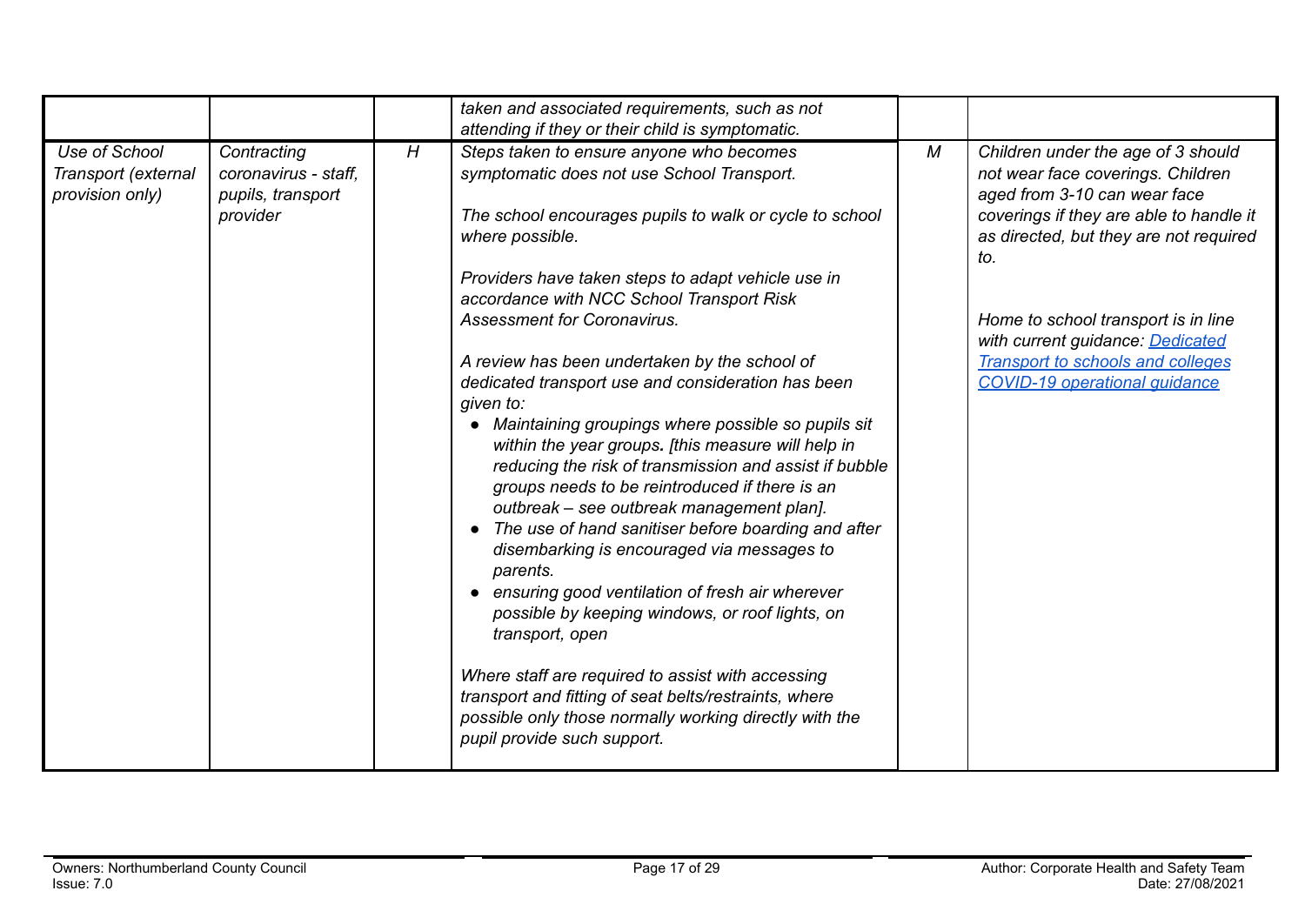| | | | | | |
|---|---|---|---|---|---|
| | | | *taken and associated requirements, such as not attending if they or their child is symptomatic.* | | |
| *Use of School Transport (external provision only)* | *Contracting coronavirus - staff, pupils, transport provider* | *H* | *Steps taken to ensure anyone who becomes symptomatic does not use School Transport.*<br><br>*The school encourages pupils to walk or cycle to school where possible.*<br><br>*Providers have taken steps to adapt vehicle use in accordance with NCC School Transport Risk Assessment for Coronavirus.*<br><br>*A review has been undertaken by the school of dedicated transport use and consideration has been given to:*<br>• *Maintaining groupings where possible so pupils sit within the year groups. [this measure will help in reducing the risk of transmission and assist if bubble groups needs to be reintroduced if there is an outbreak – see outbreak management plan].*<br>• *The use of hand sanitiser before boarding and after disembarking is encouraged via messages to parents.*<br>• *ensuring good ventilation of fresh air wherever possible by keeping windows, or roof lights, on transport, open*<br><br>*Where staff are required to assist with accessing transport and fitting of seat belts/restraints, where possible only those normally working directly with the pupil provide such support.* | *M* | *Children under the age of 3 should not wear face coverings. Children aged from 3-10 can wear face coverings if they are able to handle it as directed, but they are not required to.*<br><br>*Home to school transport is in line with current guidance: Dedicated Transport to schools and colleges COVID-19 operational guidance* |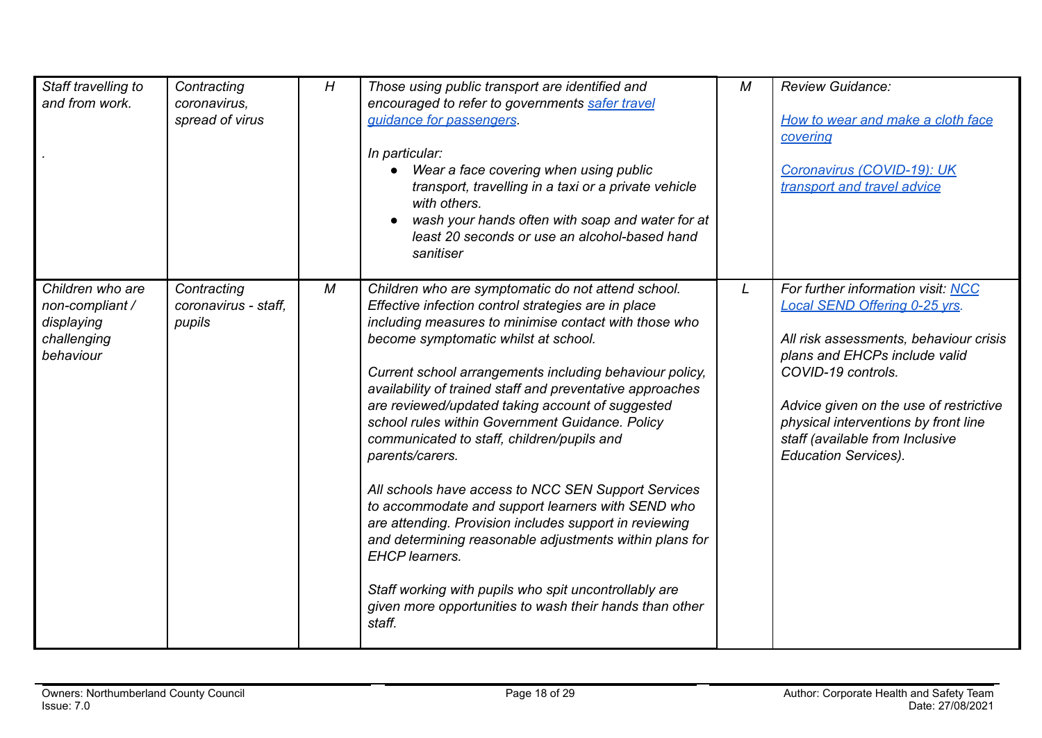| Staff travelling to and from work. . | Contracting coronavirus, spread of virus | H | Those using public transport are identified and encouraged to refer to governments [safer travel guidance for passengers](). In particular: <ul><li>Wear a face covering when using public transport, travelling in a taxi or a private vehicle with others.</li><li>wash your hands often with soap and water for at least 20 seconds or use an alcohol-based hand sanitiser</li></ul> | M | Review Guidance: [How to wear and make a cloth face covering]() [Coronavirus (COVID-19): UK transport and travel advice]() |
|---|---|---|---|---|---|
| Children who are non-compliant / displaying challenging behaviour | Contracting coronavirus - staff, pupils | M | Children who are symptomatic do not attend school. Effective infection control strategies are in place including measures to minimise contact with those who become symptomatic whilst at school. Current school arrangements including behaviour policy, availability of trained staff and preventative approaches are reviewed/updated taking account of suggested school rules within Government Guidance. Policy communicated to staff, children/pupils and parents/carers. All schools have access to NCC SEN Support Services to accommodate and support learners with SEND who are attending. Provision includes support in reviewing and determining reasonable adjustments within plans for EHCP learners. Staff working with pupils who spit uncontrollably are given more opportunities to wash their hands than other staff. | L | For further information visit: [NCC Local SEND Offering 0-25 yrs](). All risk assessments, behaviour crisis plans and EHCPs include valid COVID-19 controls. Advice given on the use of restrictive physical interventions by front line staff (available from Inclusive Education Services). |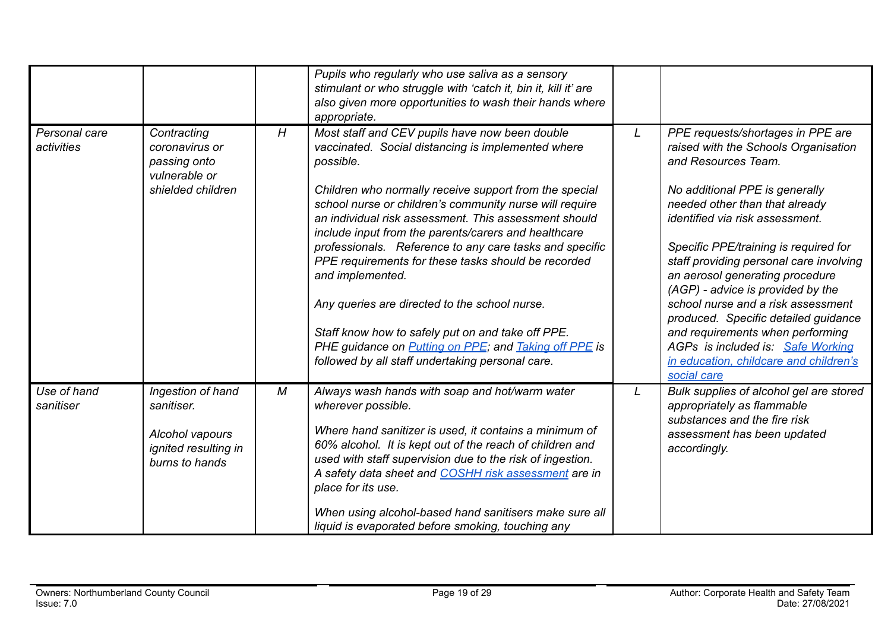| | | | | | |
|---|---|---|---|---|---|
| | | | *Pupils who regularly who use saliva as a sensory stimulant or who struggle with 'catch it, bin it, kill it' are also given more opportunities to wash their hands where appropriate.* | | |
| *Personal care activities* | *Contracting coronavirus or passing onto vulnerable or shielded children* | *H* | *Most staff and CEV pupils have now been double vaccinated. Social distancing is implemented where possible.*<br><br>*Children who normally receive support from the special school nurse or children's community nurse will require an individual risk assessment. This assessment should include input from the parents/carers and healthcare professionals. Reference to any care tasks and specific PPE requirements for these tasks should be recorded and implemented.*<br><br>*Any queries are directed to the school nurse.*<br><br>*Staff know how to safely put on and take off PPE. PHE guidance on [Putting on PPE]; and [Taking off PPE] is followed by all staff undertaking personal care.* | *L* | *PPE requests/shortages in PPE are raised with the Schools Organisation and Resources Team.*<br><br>*No additional PPE is generally needed other than that already identified via risk assessment.*<br><br>*Specific PPE/training is required for staff providing personal care involving an aerosol generating procedure (AGP) - advice is provided by the school nurse and a risk assessment produced. Specific detailed guidance and requirements when performing AGPs is included is: [Safe Working in education, childcare and children's social care]* |
| *Use of hand sanitiser* | *Ingestion of hand sanitiser.*<br><br>*Alcohol vapours ignited resulting in burns to hands* | *M* | *Always wash hands with soap and hot/warm water wherever possible.*<br><br>*Where hand sanitizer is used, it contains a minimum of 60% alcohol. It is kept out of the reach of children and used with staff supervision due to the risk of ingestion. A safety data sheet and [COSHH risk assessment] are in place for its use.*<br><br>*When using alcohol-based hand sanitisers make sure all liquid is evaporated before smoking, touching any* | *L* | *Bulk supplies of alcohol gel are stored appropriately as flammable substances and the fire risk assessment has been updated accordingly.* |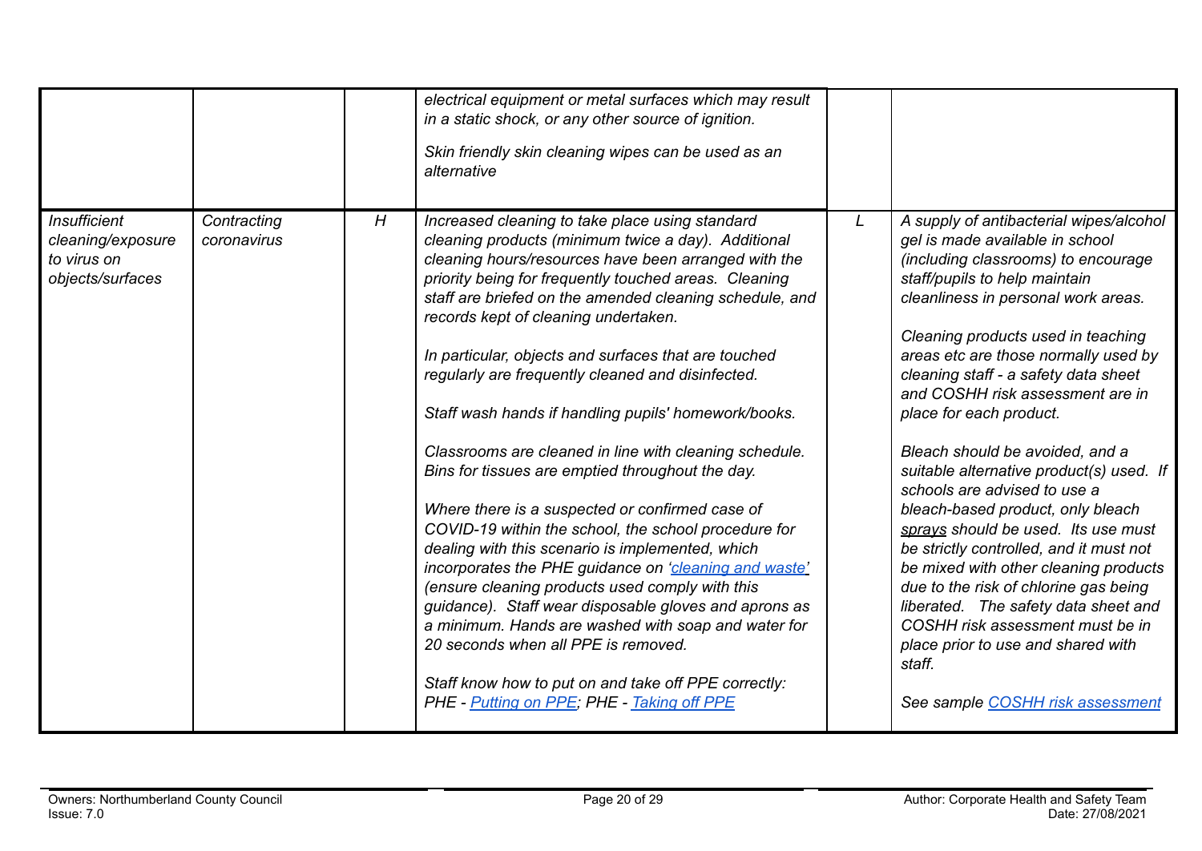| | | | | | |
|---|---|---|---|---|---|
| | | | *electrical equipment or metal surfaces which may result in a static shock, or any other source of ignition.*<br><br>*Skin friendly skin cleaning wipes can be used as an alternative* | | |
| *Insufficient cleaning/exposure to virus on objects/surfaces* | *Contracting coronavirus* | *H* | *Increased cleaning to take place using standard cleaning products (minimum twice a day). Additional cleaning hours/resources have been arranged with the priority being for frequently touched areas. Cleaning staff are briefed on the amended cleaning schedule, and records kept of cleaning undertaken.*<br><br>*In particular, objects and surfaces that are touched regularly are frequently cleaned and disinfected.*<br><br>*Staff wash hands if handling pupils' homework/books.*<br><br>*Classrooms are cleaned in line with cleaning schedule. Bins for tissues are emptied throughout the day.*<br><br>*Where there is a suspected or confirmed case of COVID-19 within the school, the school procedure for dealing with this scenario is implemented, which incorporates the PHE guidance on '[cleaning and waste](#)' (ensure cleaning products used comply with this guidance). Staff wear disposable gloves and aprons as a minimum. Hands are washed with soap and water for 20 seconds when all PPE is removed.*<br><br>*Staff know how to put on and take off PPE correctly: PHE - [Putting on PPE](#); PHE - [Taking off PPE](#)* | *L* | *A supply of antibacterial wipes/alcohol gel is made available in school (including classrooms) to encourage staff/pupils to help maintain cleanliness in personal work areas.*<br><br>*Cleaning products used in teaching areas etc are those normally used by cleaning staff - a safety data sheet and COSHH risk assessment are in place for each product.*<br><br>*Bleach should be avoided, and a suitable alternative product(s) used. If schools are advised to use a bleach-based product, only bleach <u>sprays</u> should be used. Its use must be strictly controlled, and it must not be mixed with other cleaning products due to the risk of chlorine gas being liberated. The safety data sheet and COSHH risk assessment must be in place prior to use and shared with staff.*<br><br>*See sample [COSHH risk assessment](#)* |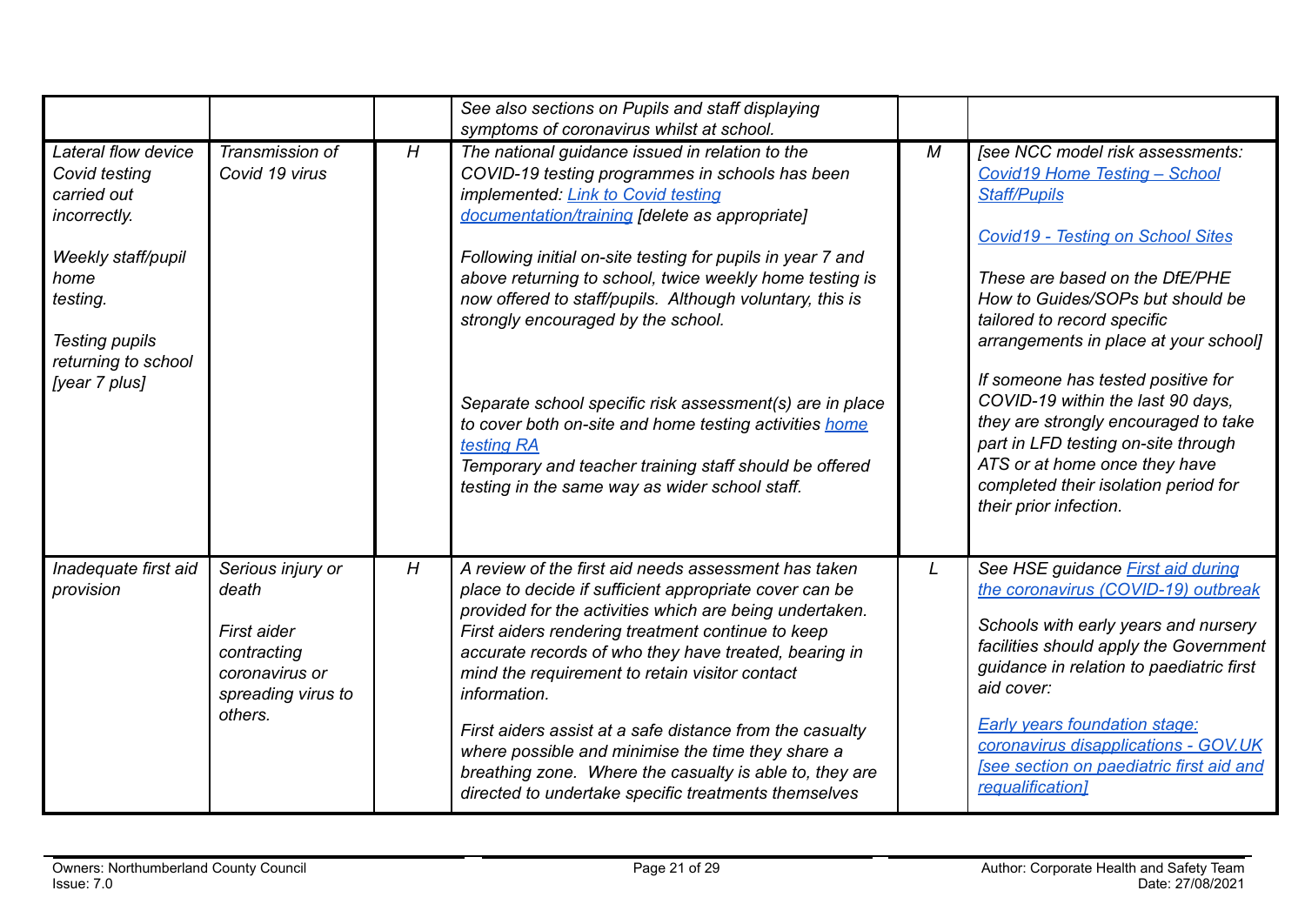| | | | | | |
|---|---|---|---|---|---|
| | | | *See also sections on Pupils and staff displaying symptoms of coronavirus whilst at school.* | | |
| *Lateral flow device Covid testing carried out incorrectly.*<br><br>*Weekly staff/pupil home testing.*<br><br>*Testing pupils returning to school [year 7 plus]* | *Transmission of Covid 19 virus* | *H* | *The national guidance issued in relation to the COVID-19 testing programmes in schools has been implemented: Link to Covid testing documentation/training [delete as appropriate]*<br><br>*Following initial on-site testing for pupils in year 7 and above returning to school, twice weekly home testing is now offered to staff/pupils. Although voluntary, this is strongly encouraged by the school.*<br><br>*Separate school specific risk assessment(s) are in place to cover both on-site and home testing activities home testing RA*<br>*Temporary and teacher training staff should be offered testing in the same way as wider school staff.* | *M* | *[see NCC model risk assessments: Covid19 Home Testing – School Staff/Pupils*<br><br>*Covid19 - Testing on School Sites*<br><br>*These are based on the DfE/PHE How to Guides/SOPs but should be tailored to record specific arrangements in place at your school]*<br><br>*If someone has tested positive for COVID-19 within the last 90 days, they are strongly encouraged to take part in LFD testing on-site through ATS or at home once they have completed their isolation period for their prior infection.* |
| *Inadequate first aid provision* | *Serious injury or death*<br><br>*First aider contracting coronavirus or spreading virus to others.* | *H* | *A review of the first aid needs assessment has taken place to decide if sufficient appropriate cover can be provided for the activities which are being undertaken. First aiders rendering treatment continue to keep accurate records of who they have treated, bearing in mind the requirement to retain visitor contact information.*<br><br>*First aiders assist at a safe distance from the casualty where possible and minimise the time they share a breathing zone. Where the casualty is able to, they are directed to undertake specific treatments themselves* | *L* | *See HSE guidance First aid during the coronavirus (COVID-19) outbreak*<br><br>*Schools with early years and nursery facilities should apply the Government guidance in relation to paediatric first aid cover:*<br><br>*Early years foundation stage: coronavirus disapplications - GOV.UK [see section on paediatric first aid and requalification]* |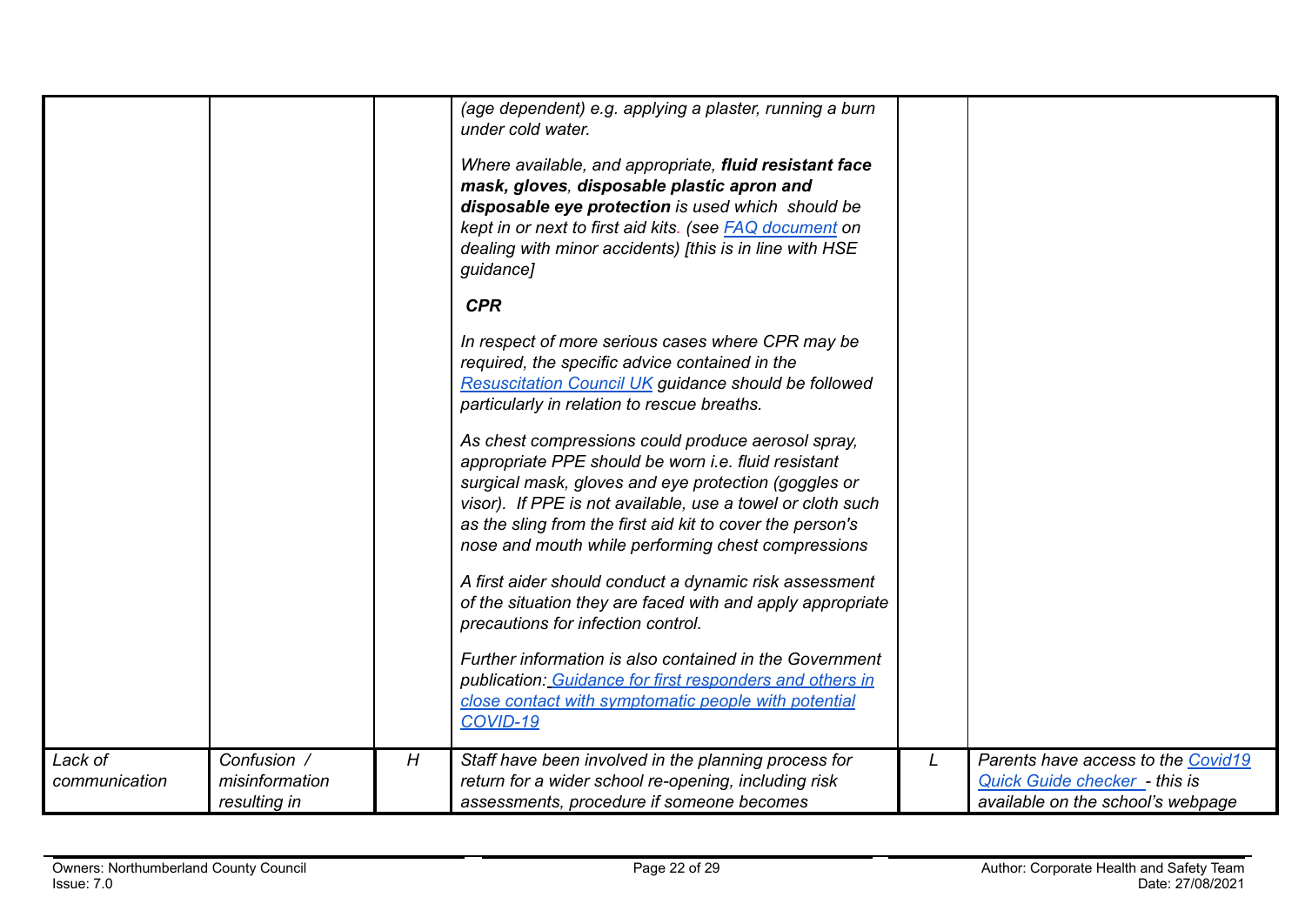| | | | | | |
|---|---|---|---|---|---|
| | | | *(age dependent) e.g. applying a plaster, running a burn under cold water.*<br><br>*Where available, and appropriate, **fluid resistant face mask, gloves, disposable plastic apron and disposable eye protection** is used which should be kept in or next to first aid kits. (see [FAQ document]() on dealing with minor accidents) [this is in line with HSE guidance]*<br><br>***CPR***<br><br>*In respect of more serious cases where CPR may be required, the specific advice contained in the [Resuscitation Council UK]() guidance should be followed particularly in relation to rescue breaths.*<br><br>*As chest compressions could produce aerosol spray, appropriate PPE should be worn i.e. fluid resistant surgical mask, gloves and eye protection (goggles or visor). If PPE is not available, use a towel or cloth such as the sling from the first aid kit to cover the person's nose and mouth while performing chest compressions*<br><br>*A first aider should conduct a dynamic risk assessment of the situation they are faced with and apply appropriate precautions for infection control.*<br><br>*Further information is also contained in the Government publication: [Guidance for first responders and others in close contact with symptomatic people with potential COVID-19]()* | | |
| *Lack of communication* | *Confusion / misinformation resulting in* | *H* | *Staff have been involved in the planning process for return for a wider school re-opening, including risk assessments, procedure if someone becomes* | *L* | *Parents have access to the [Covid19 Quick Guide checker]() - this is available on the school's webpage* |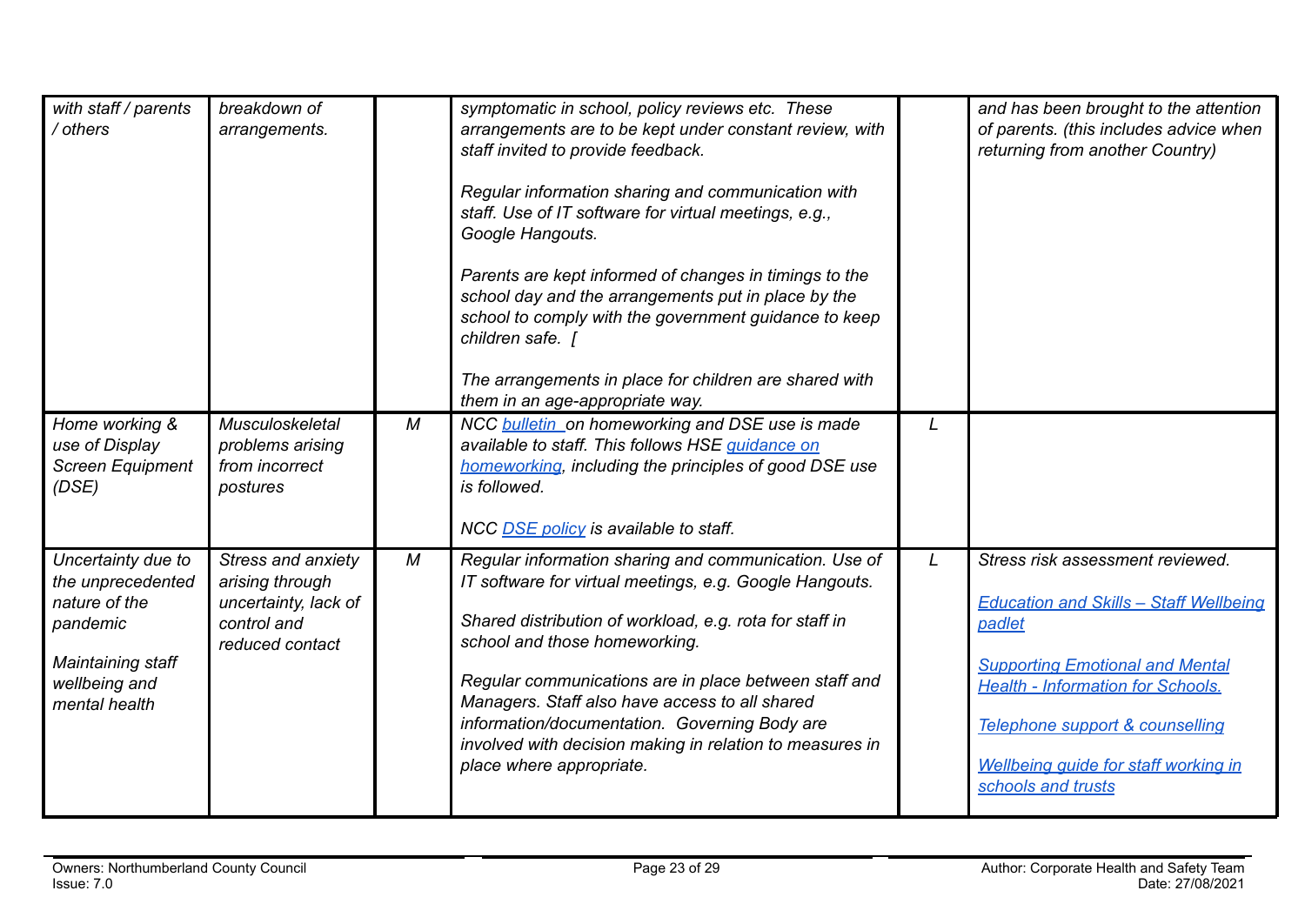| | | | | | |
|---|---|---|---|---|---|
| *with staff / parents / others* | *breakdown of arrangements.* | | *symptomatic in school, policy reviews etc. These arrangements are to be kept under constant review, with staff invited to provide feedback.*<br><br>*Regular information sharing and communication with staff. Use of IT software for virtual meetings, e.g., Google Hangouts.*<br><br>*Parents are kept informed of changes in timings to the school day and the arrangements put in place by the school to comply with the government guidance to keep children safe. [*<br><br>*The arrangements in place for children are shared with them in an age-appropriate way.* | | *and has been brought to the attention of parents. (this includes advice when returning from another Country)* |
| *Home working & use of Display Screen Equipment (DSE)* | *Musculoskeletal problems arising from incorrect postures* | *M* | *NCC bulletin on homeworking and DSE use is made available to staff. This follows HSE guidance on homeworking, including the principles of good DSE use is followed.*<br><br>*NCC DSE policy is available to staff.* | *L* | |
| *Uncertainty due to the unprecedented nature of the pandemic*<br><br>*Maintaining staff wellbeing and mental health* | *Stress and anxiety arising through uncertainty, lack of control and reduced contact* | *M* | *Regular information sharing and communication. Use of IT software for virtual meetings, e.g. Google Hangouts.*<br><br>*Shared distribution of workload, e.g. rota for staff in school and those homeworking.*<br><br>*Regular communications are in place between staff and Managers. Staff also have access to all shared information/documentation. Governing Body are involved with decision making in relation to measures in place where appropriate.* | *L* | *Stress risk assessment reviewed.*<br><br>*Education and Skills – Staff Wellbeing padlet*<br><br>*Supporting Emotional and Mental Health - Information for Schools.*<br><br>*Telephone support & counselling*<br><br>*Wellbeing guide for staff working in schools and trusts* |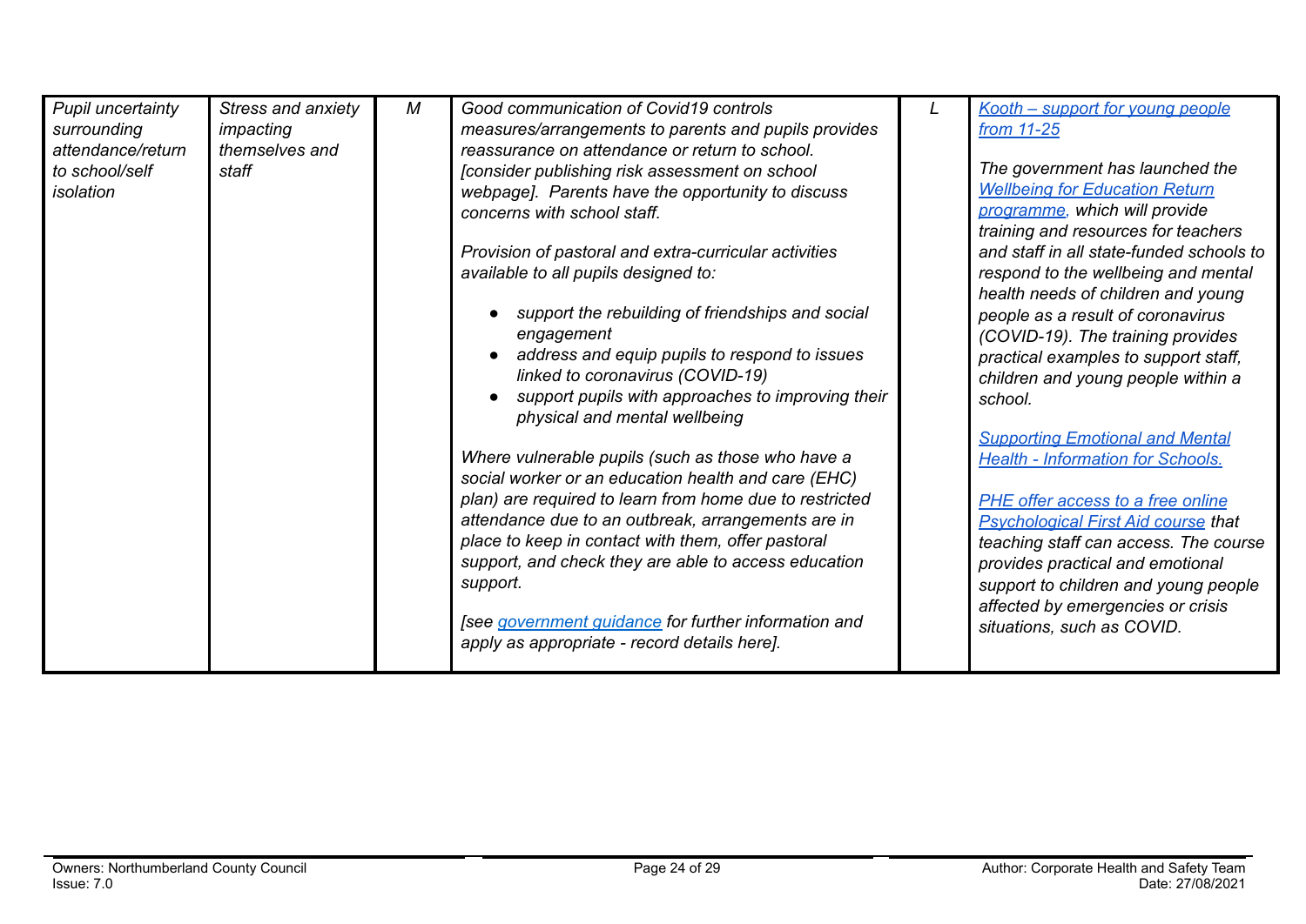| | | | | | |
|---|---|---|---|---|---|
| *Pupil uncertainty surrounding attendance/return to school/self isolation* | *Stress and anxiety impacting themselves and staff* | *M* | *Good communication of Covid19 controls measures/arrangements to parents and pupils provides reassurance on attendance or return to school. [consider publishing risk assessment on school webpage]. Parents have the opportunity to discuss concerns with school staff.*<br><br>*Provision of pastoral and extra-curricular activities available to all pupils designed to:*<br><br>• *support the rebuilding of friendships and social engagement*<br>• *address and equip pupils to respond to issues linked to coronavirus (COVID-19)*<br>• *support pupils with approaches to improving their physical and mental wellbeing*<br><br>*Where vulnerable pupils (such as those who have a social worker or an education health and care (EHC) plan) are required to learn from home due to restricted attendance due to an outbreak, arrangements are in place to keep in contact with them, offer pastoral support, and check they are able to access education support.*<br><br>*[see government guidance for further information and apply as appropriate - record details here].* | *L* | *Kooth – support for young people from 11-25*<br><br>*The government has launched the Wellbeing for Education Return programme, which will provide training and resources for teachers and staff in all state-funded schools to respond to the wellbeing and mental health needs of children and young people as a result of coronavirus (COVID-19). The training provides practical examples to support staff, children and young people within a school.*<br><br>*Supporting Emotional and Mental Health - Information for Schools.*<br><br>*PHE offer access to a free online Psychological First Aid course that teaching staff can access. The course provides practical and emotional support to children and young people affected by emergencies or crisis situations, such as COVID.* |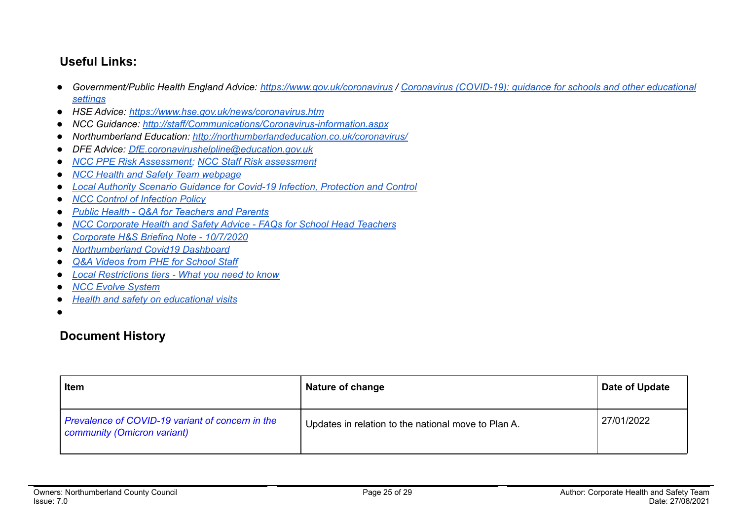## Useful Links:

- *Government/Public Health England Advice: https://www.gov.uk/coronavirus / Coronavirus (COVID-19): guidance for schools and other educational settings*
- *HSE Advice: https://www.hse.gov.uk/news/coronavirus.htm*
- *NCC Guidance: http://staff/Communications/Coronavirus-information.aspx*
- *Northumberland Education: http://northumberlandeducation.co.uk/coronavirus/*
- *DFE Advice: DfE.coronavirushelpline@education.gov.uk*
- *NCC PPE Risk Assessment; NCC Staff Risk assessment*
- *NCC Health and Safety Team webpage*
- *Local Authority Scenario Guidance for Covid-19 Infection, Protection and Control*
- *NCC Control of Infection Policy*
- *Public Health - Q&A for Teachers and Parents*
- *NCC Corporate Health and Safety Advice - FAQs for School Head Teachers*
- *Corporate H&S Briefing Note - 10/7/2020*
- *Northumberland Covid19 Dashboard*
- *Q&A Videos from PHE for School Staff*
- *Local Restrictions tiers - What you need to know*
- *NCC Evolve System*
- *Health and safety on educational visits*
- 

## Document History

| Item | Nature of change | Date of Update |
|---|---|---|
| *Prevalence of COVID-19 variant of concern in the community (Omicron variant)* | Updates in relation to the national move to Plan A. | 27/01/2022 |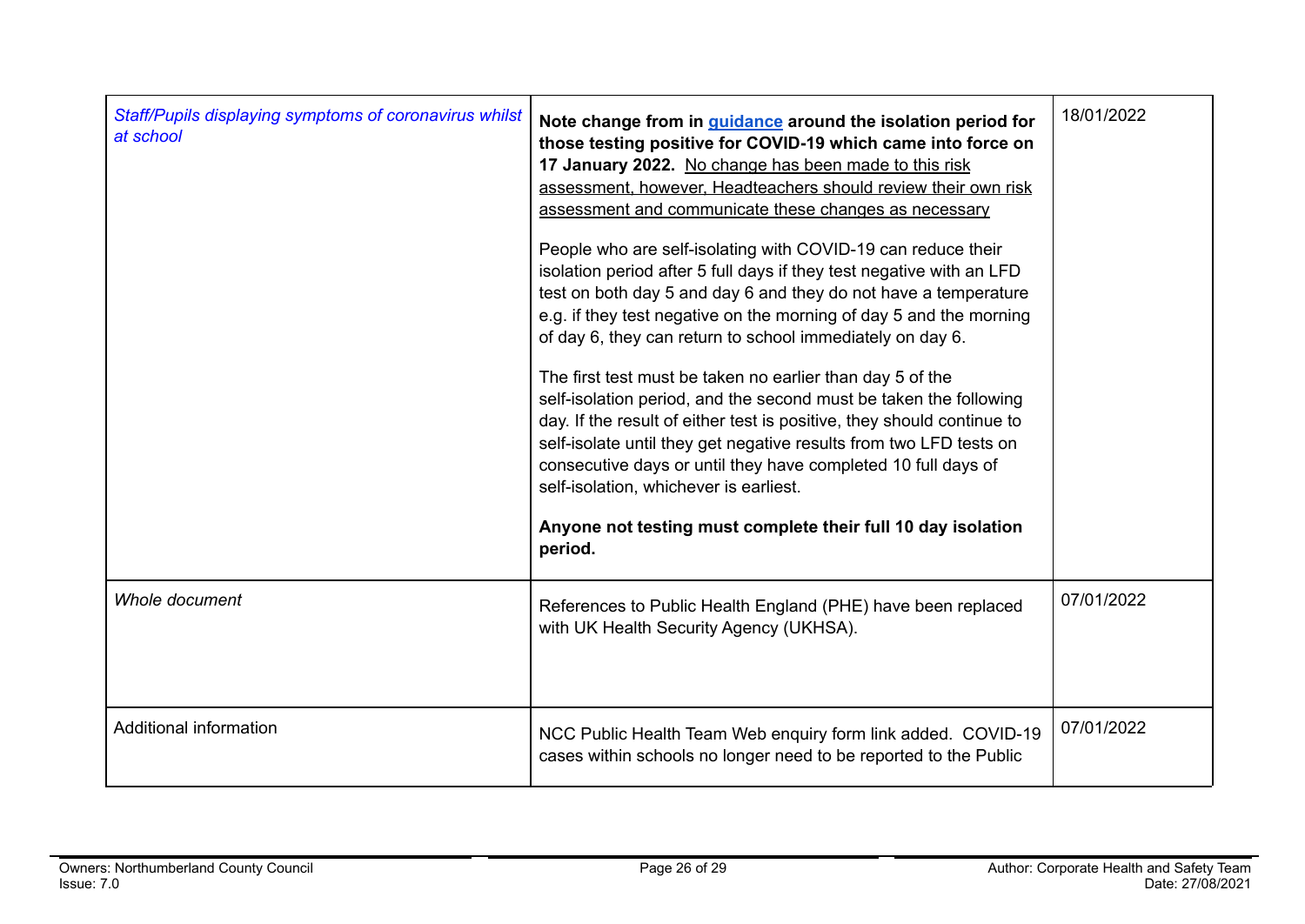| | | |
|---|---|---|
| *Staff/Pupils displaying symptoms of coronavirus whilst at school* | **Note change from in [guidance](guidance) around the isolation period for those testing positive for COVID-19 which came into force on 17 January 2022.** <u>No change has been made to this risk assessment, however, Headteachers should review their own risk assessment and communicate these changes as necessary</u><br><br>People who are self-isolating with COVID-19 can reduce their isolation period after 5 full days if they test negative with an LFD test on both day 5 and day 6 and they do not have a temperature e.g. if they test negative on the morning of day 5 and the morning of day 6, they can return to school immediately on day 6.<br><br>The first test must be taken no earlier than day 5 of the self-isolation period, and the second must be taken the following day. If the result of either test is positive, they should continue to self-isolate until they get negative results from two LFD tests on consecutive days or until they have completed 10 full days of self-isolation, whichever is earliest.<br><br>**Anyone not testing must complete their full 10 day isolation period.** | 18/01/2022 |
| *Whole document* | References to Public Health England (PHE) have been replaced with UK Health Security Agency (UKHSA). | 07/01/2022 |
| Additional information | NCC Public Health Team Web enquiry form link added. COVID-19 cases within schools no longer need to be reported to the Public | 07/01/2022 |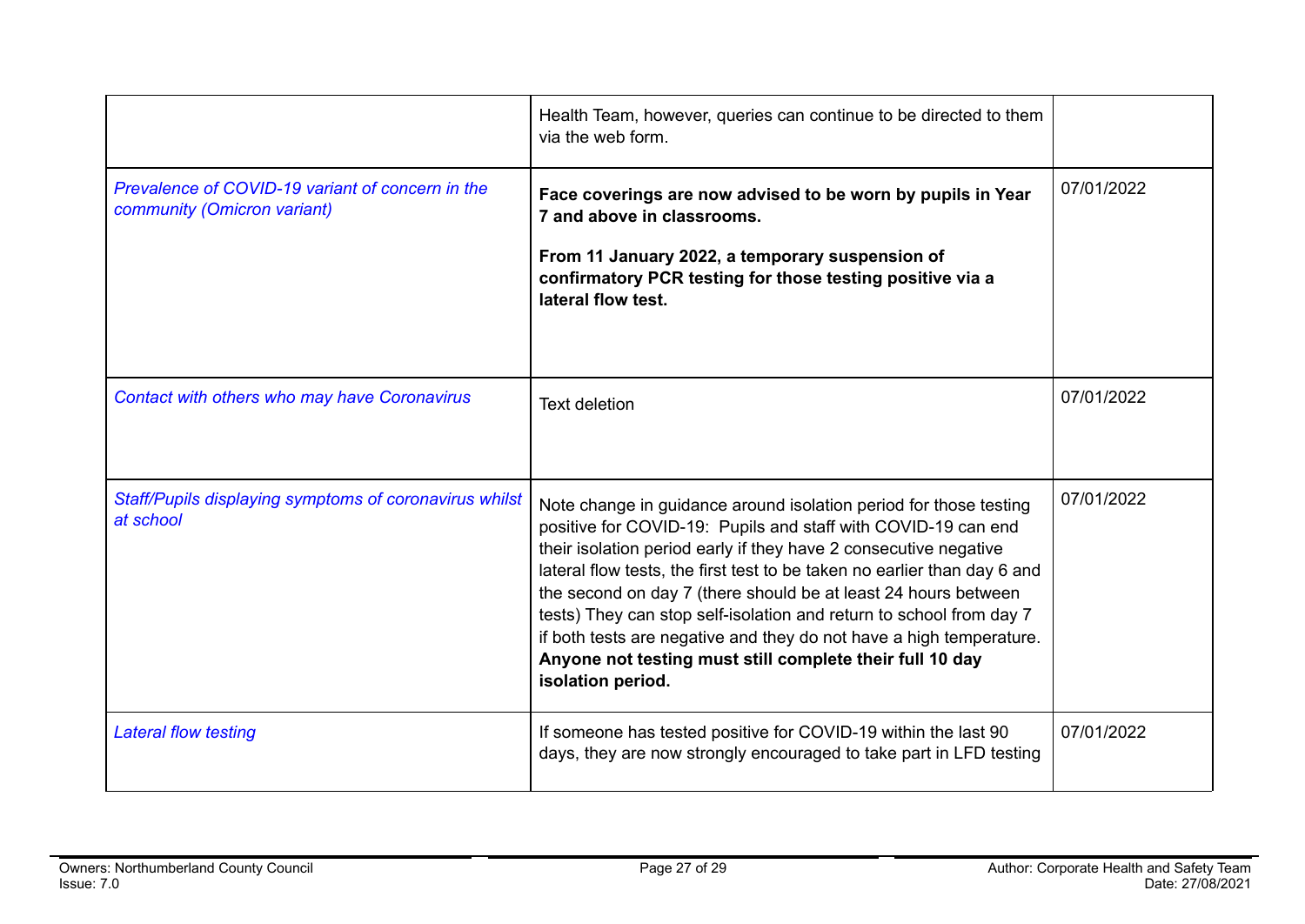| | | |
|---|---|---|
| | Health Team, however, queries can continue to be directed to them via the web form. | |
| *Prevalence of COVID-19 variant of concern in the community (Omicron variant)* | **Face coverings are now advised to be worn by pupils in Year 7 and above in classrooms.**<br><br>**From 11 January 2022, a temporary suspension of confirmatory PCR testing for those testing positive via a lateral flow test.** | 07/01/2022 |
| *Contact with others who may have Coronavirus* | Text deletion | 07/01/2022 |
| *Staff/Pupils displaying symptoms of coronavirus whilst at school* | Note change in guidance around isolation period for those testing positive for COVID-19: Pupils and staff with COVID-19 can end their isolation period early if they have 2 consecutive negative lateral flow tests, the first test to be taken no earlier than day 6 and the second on day 7 (there should be at least 24 hours between tests) They can stop self-isolation and return to school from day 7 if both tests are negative and they do not have a high temperature. **Anyone not testing must still complete their full 10 day isolation period.** | 07/01/2022 |
| *Lateral flow testing* | If someone has tested positive for COVID-19 within the last 90 days, they are now strongly encouraged to take part in LFD testing | 07/01/2022 |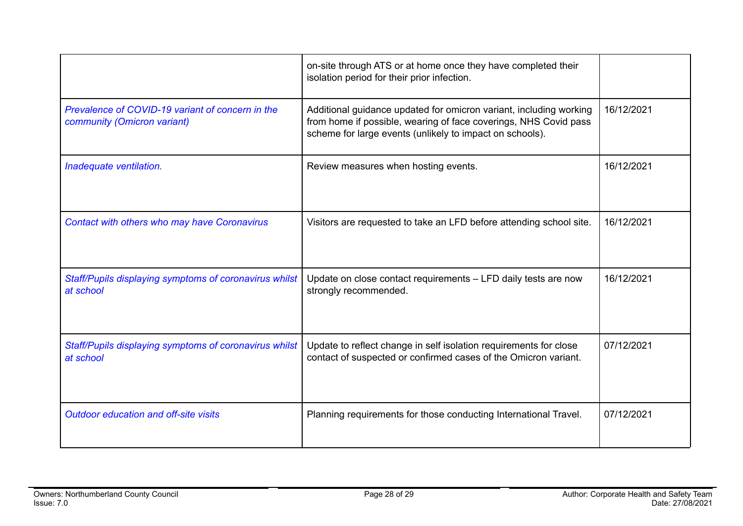| | | |
|---|---|---|
| | on-site through ATS or at home once they have completed their isolation period for their prior infection. | |
| *Prevalence of COVID-19 variant of concern in the community (Omicron variant)* | Additional guidance updated for omicron variant, including working from home if possible, wearing of face coverings, NHS Covid pass scheme for large events (unlikely to impact on schools). | 16/12/2021 |
| *Inadequate ventilation.* | Review measures when hosting events. | 16/12/2021 |
| *Contact with others who may have Coronavirus* | Visitors are requested to take an LFD before attending school site. | 16/12/2021 |
| *Staff/Pupils displaying symptoms of coronavirus whilst at school* | Update on close contact requirements – LFD daily tests are now strongly recommended. | 16/12/2021 |
| *Staff/Pupils displaying symptoms of coronavirus whilst at school* | Update to reflect change in self isolation requirements for close contact of suspected or confirmed cases of the Omicron variant. | 07/12/2021 |
| *Outdoor education and off-site visits* | Planning requirements for those conducting International Travel. | 07/12/2021 |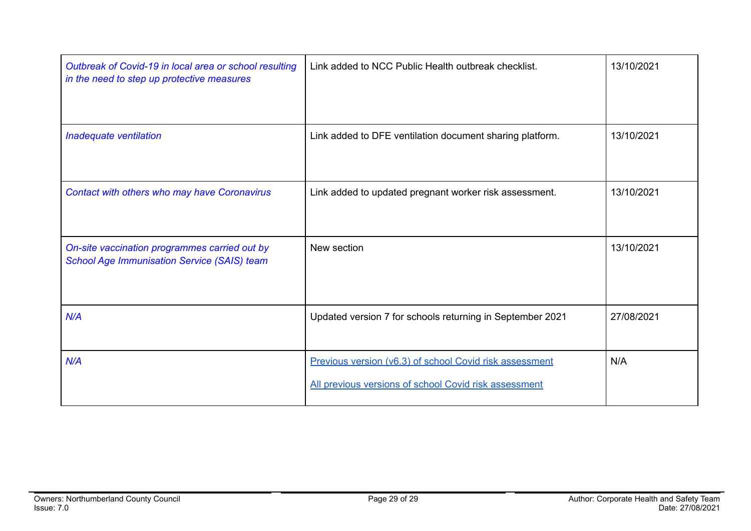| | | |
|---|---|---|
| *Outbreak of Covid-19 in local area or school resulting in the need to step up protective measures* | Link added to NCC Public Health outbreak checklist. | 13/10/2021 |
| *Inadequate ventilation* | Link added to DFE ventilation document sharing platform. | 13/10/2021 |
| *Contact with others who may have Coronavirus* | Link added to updated pregnant worker risk assessment. | 13/10/2021 |
| *On-site vaccination programmes carried out by School Age Immunisation Service (SAIS) team* | New section | 13/10/2021 |
| *N/A* | Updated version 7 for schools returning in September 2021 | 27/08/2021 |
| *N/A* | Previous version (v6.3) of school Covid risk assessment<br><br>All previous versions of school Covid risk assessment | N/A |